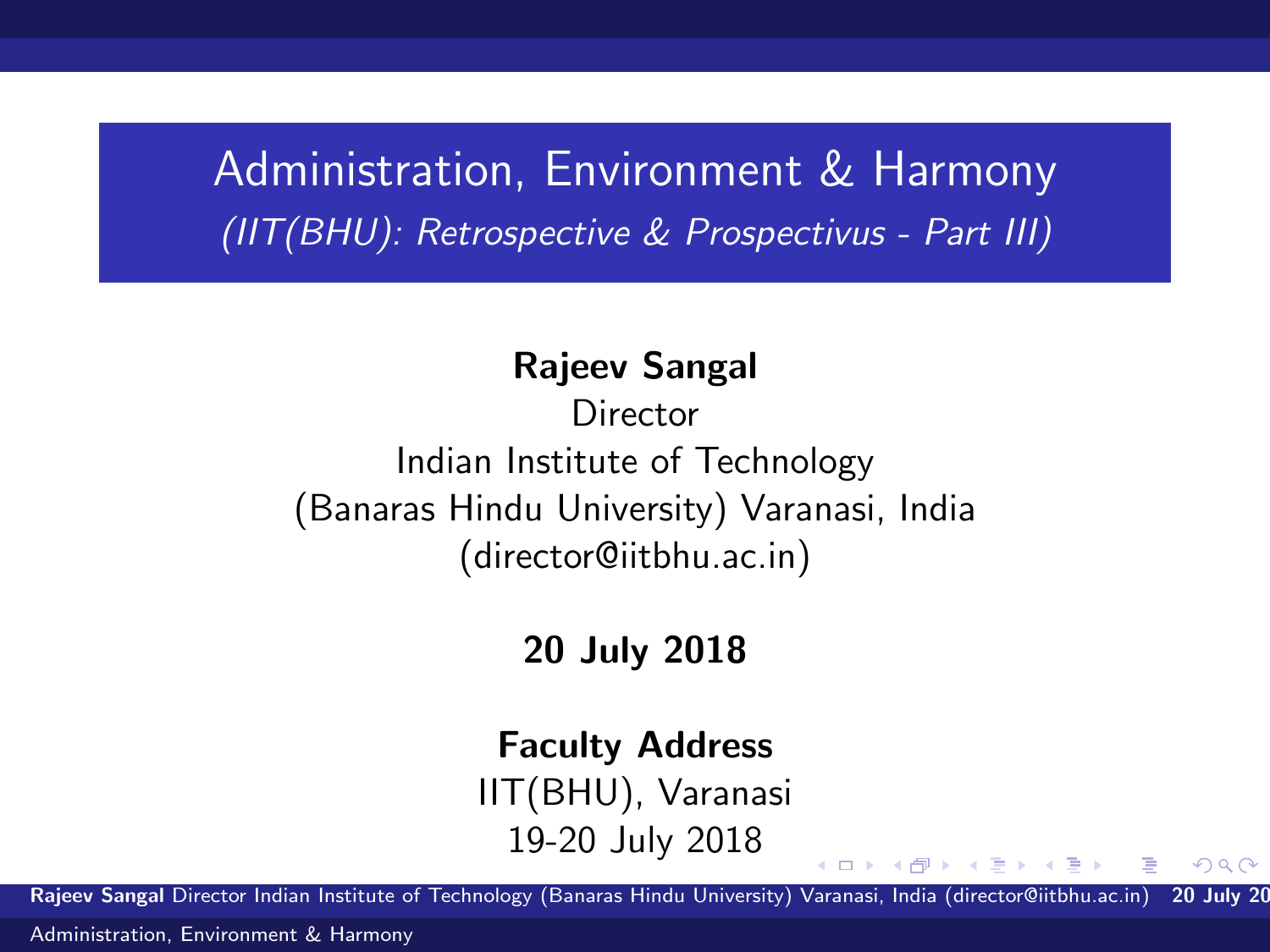# Administration, Environment & Harmony

*(IIT(BHU): Retrospective & Prospectivus - Part III)*

**Rajeev Sangal**
Director
Indian Institute of Technology
(Banaras Hindu University) Varanasi, India
(director@iitbhu.ac.in)

**20 July 2018**

**Faculty Address**
IIT(BHU), Varanasi
19-20 July 2018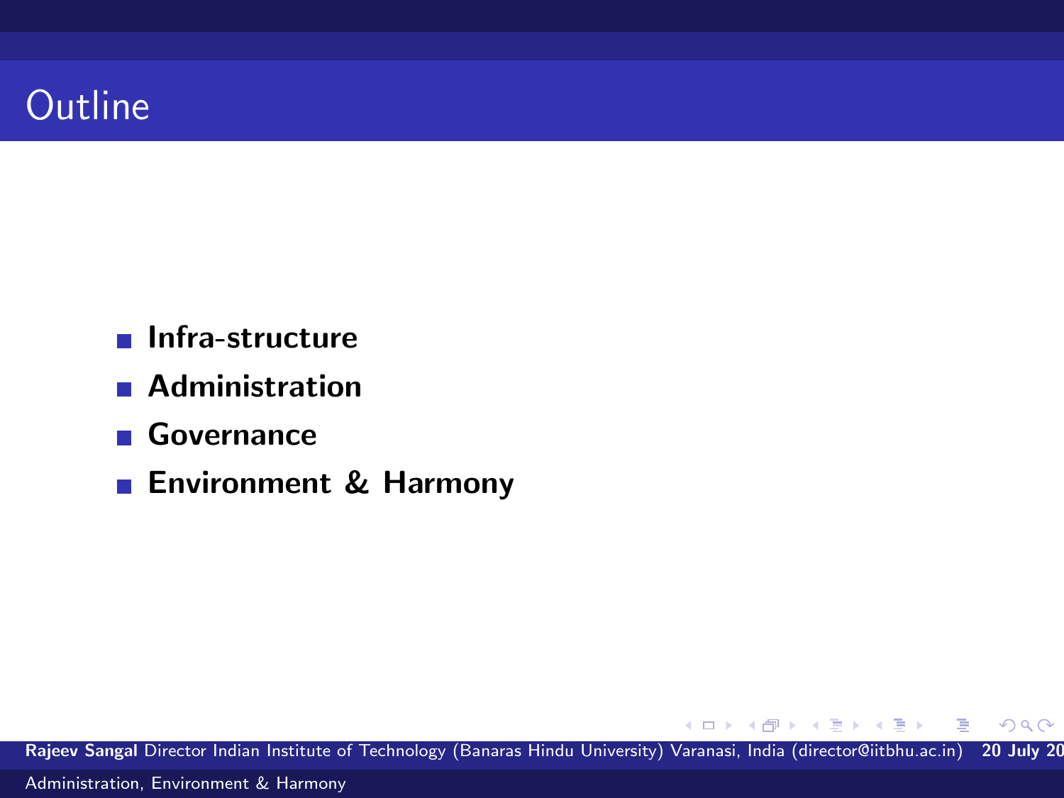# Outline

- **Infra-structure**
- **Administration**
- **Governance**
- **Environment & Harmony**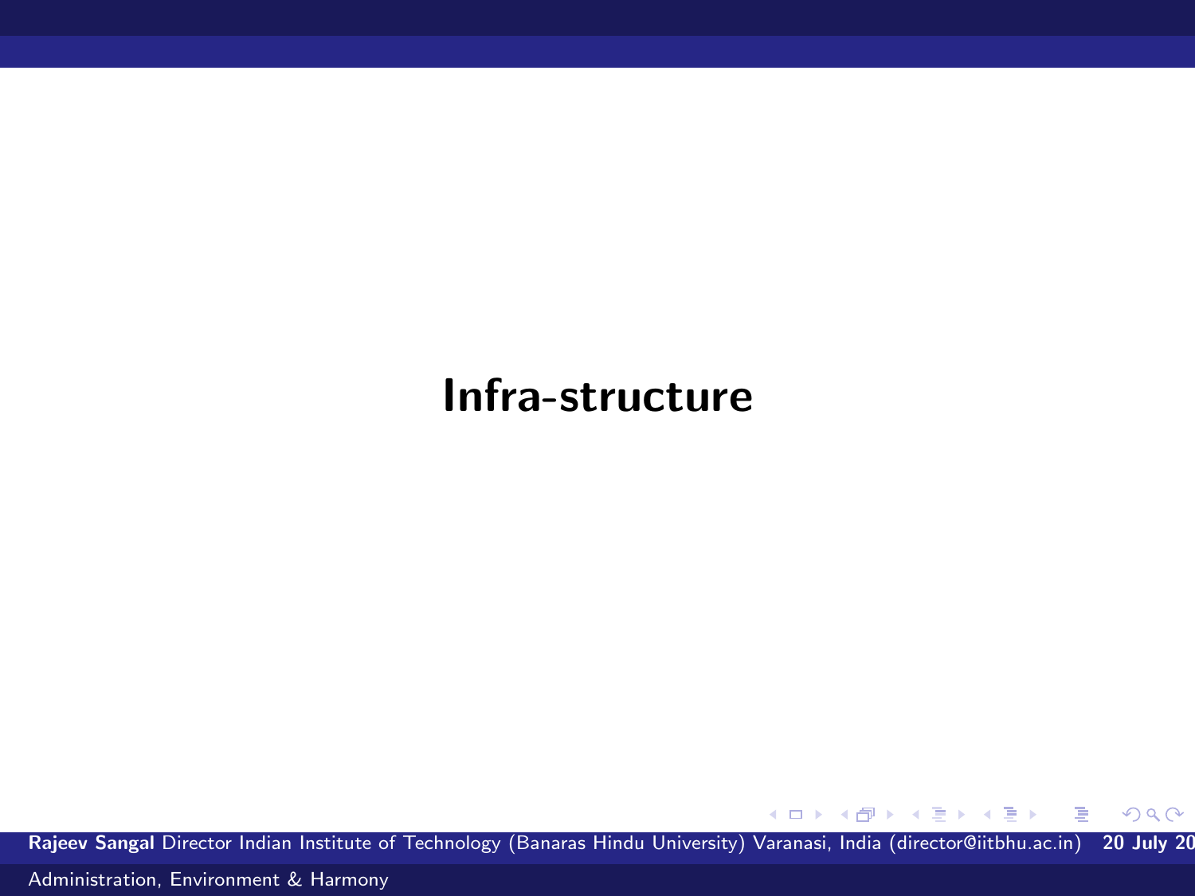# Infra-structure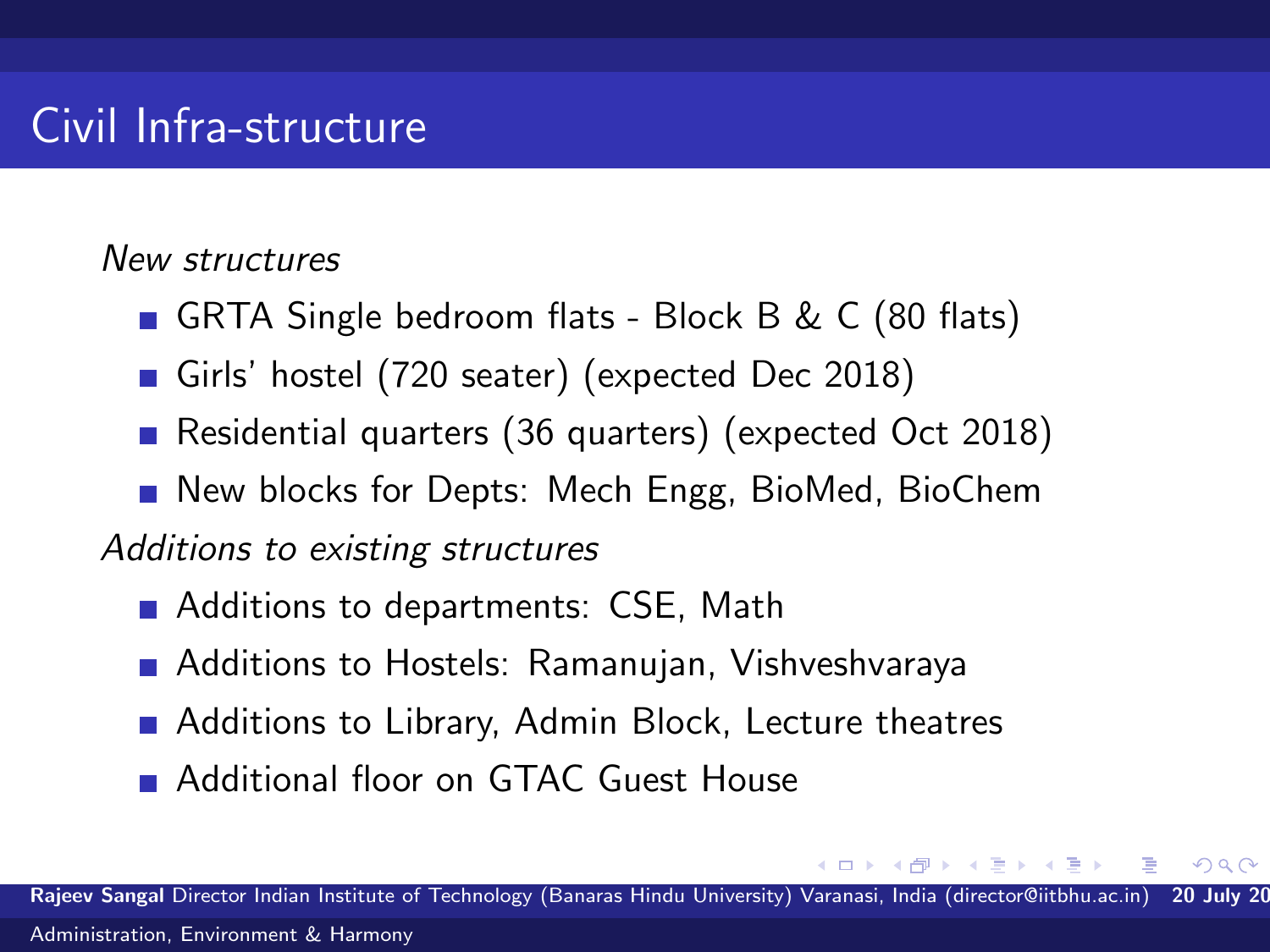# Civil Infra-structure

*New structures*

- GRTA Single bedroom flats - Block B & C (80 flats)
- Girls' hostel (720 seater) (expected Dec 2018)
- Residential quarters (36 quarters) (expected Oct 2018)
- New blocks for Depts: Mech Engg, BioMed, BioChem

*Additions to existing structures*

- Additions to departments: CSE, Math
- Additions to Hostels: Ramanujan, Vishveshvaraya
- Additions to Library, Admin Block, Lecture theatres
- Additional floor on GTAC Guest House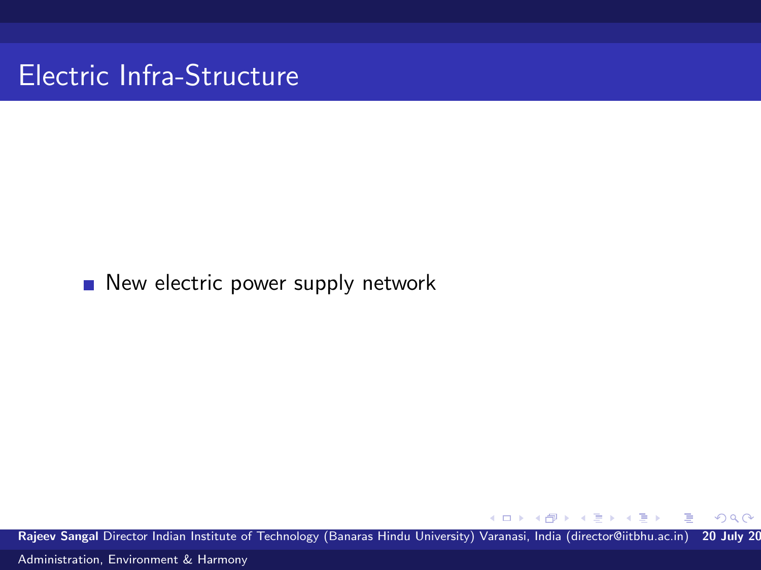# Electric Infra-Structure

- New electric power supply network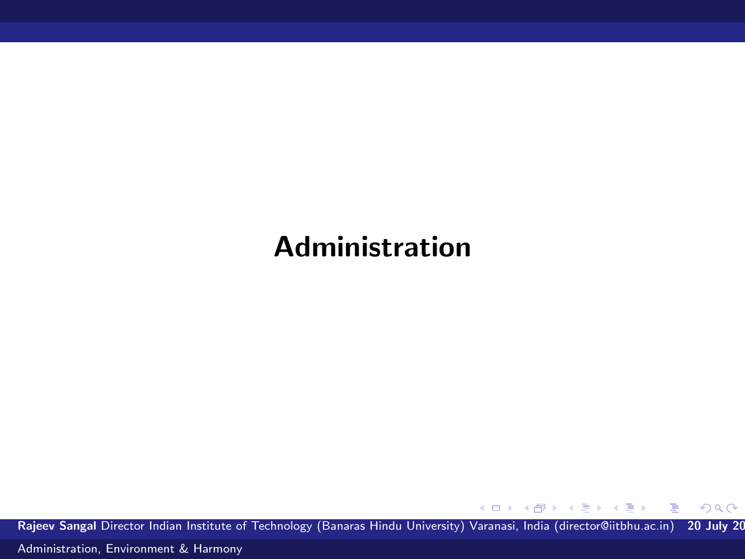# Administration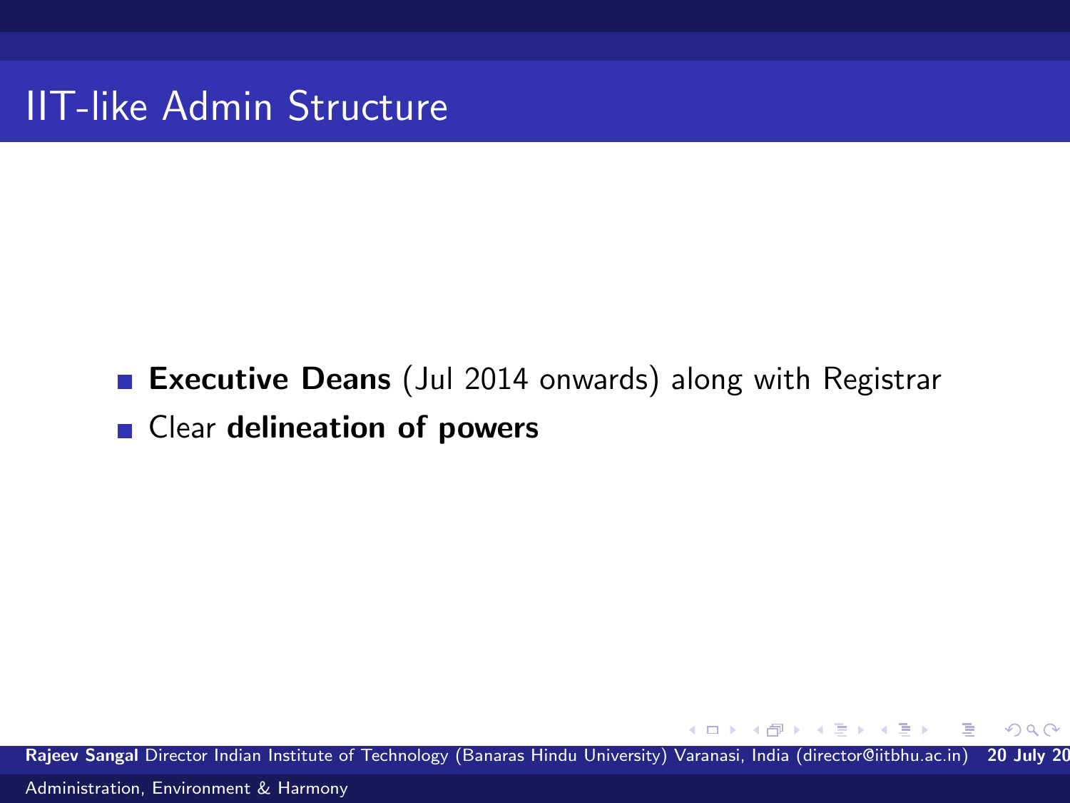# IIT-like Admin Structure

- **Executive Deans** (Jul 2014 onwards) along with Registrar
- Clear **delineation of powers**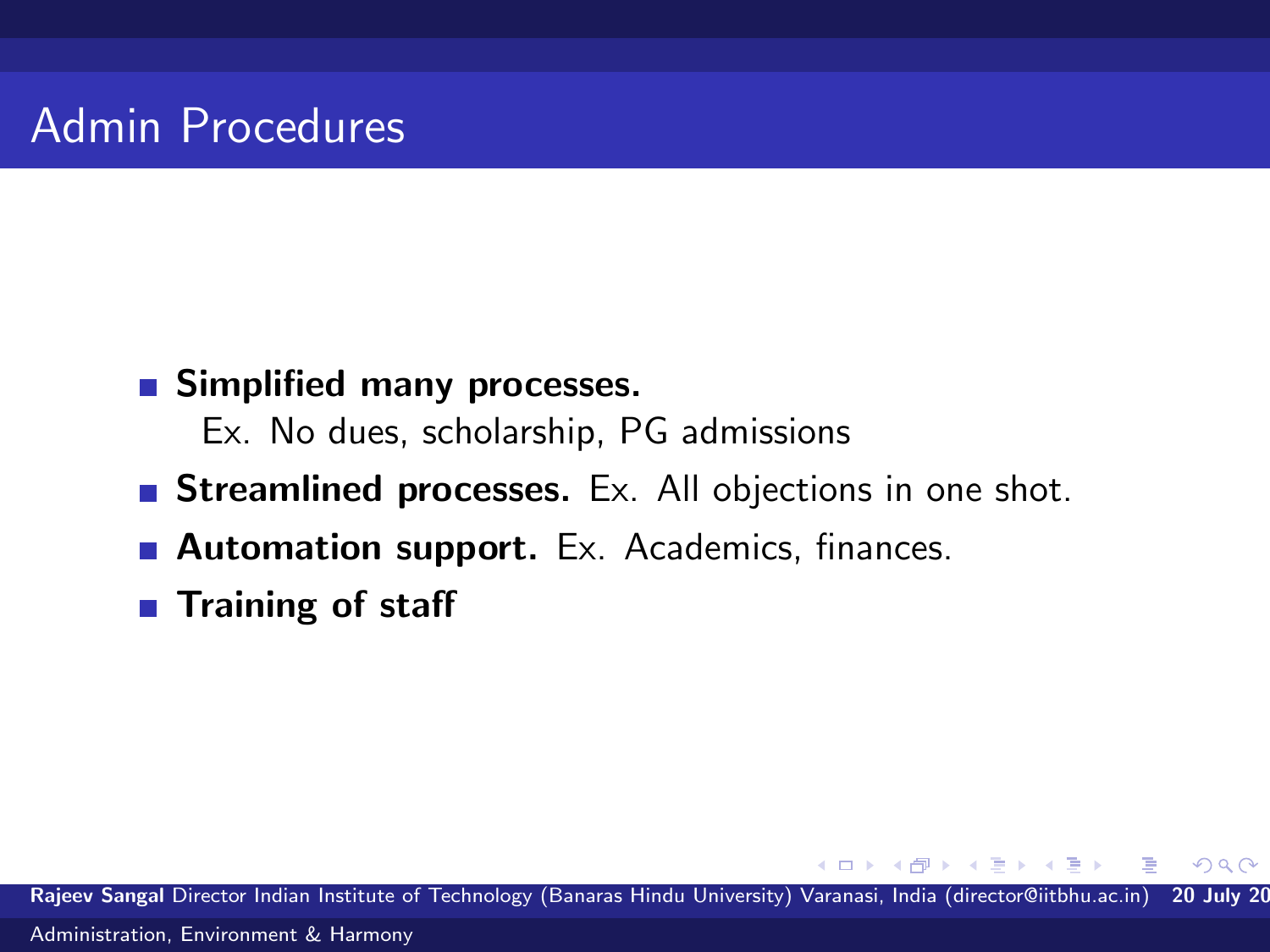# Admin Procedures

- **Simplified many processes.**
  Ex. No dues, scholarship, PG admissions
- **Streamlined processes.** Ex. All objections in one shot.
- **Automation support.** Ex. Academics, finances.
- **Training of staff**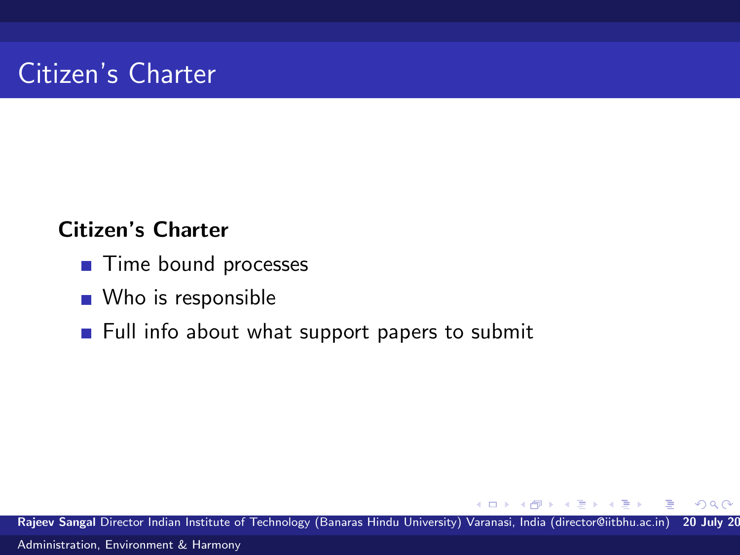# Citizen's Charter

**Citizen's Charter**

- Time bound processes
- Who is responsible
- Full info about what support papers to submit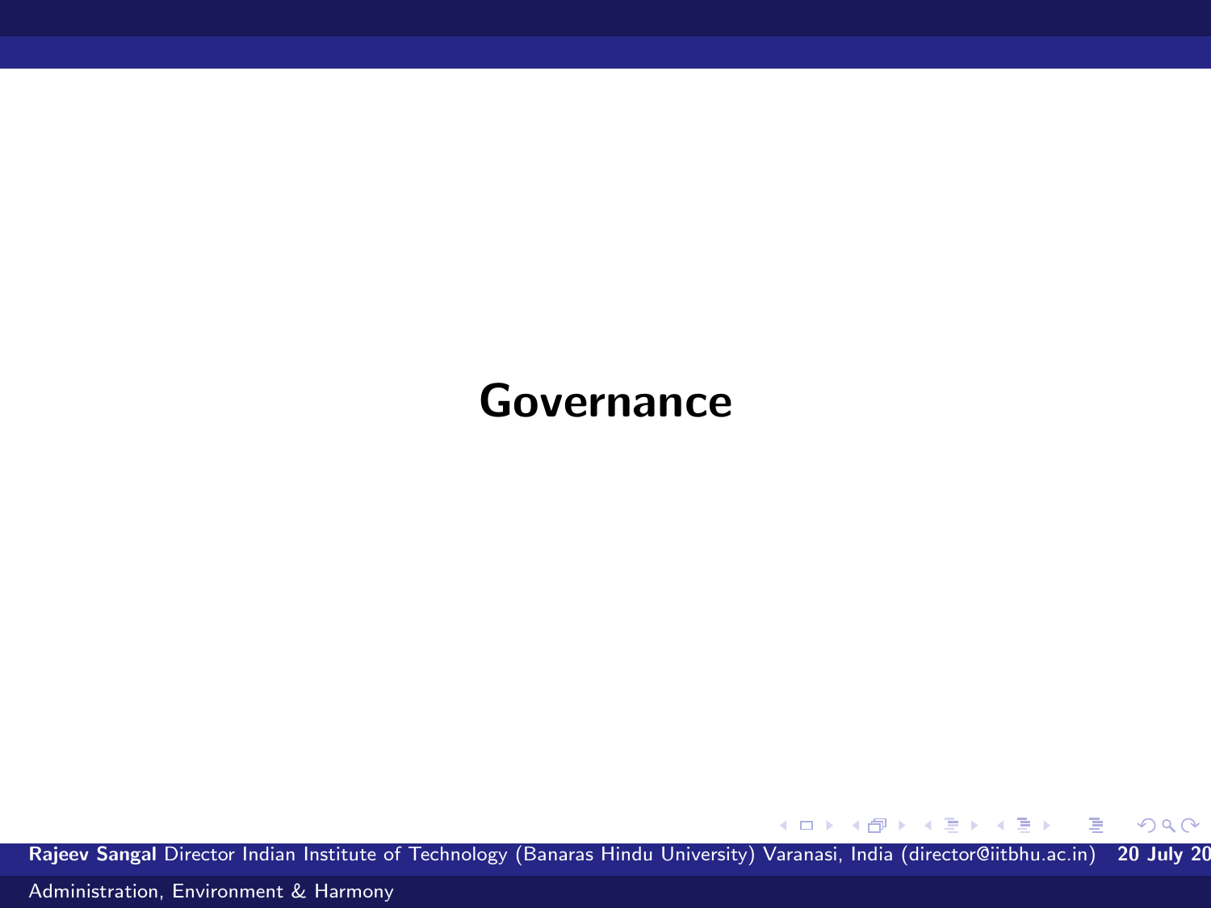# Governance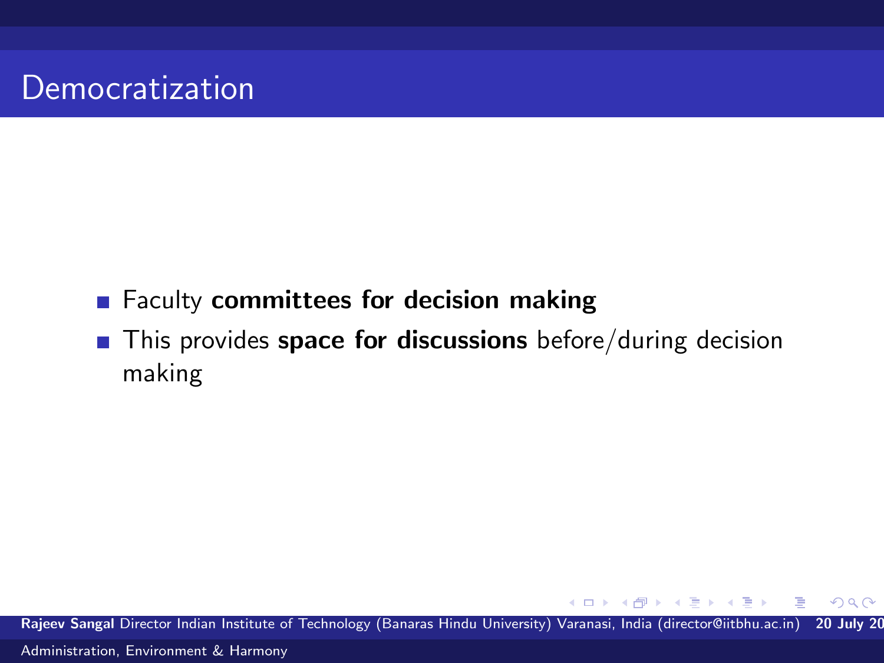# Democratization

- Faculty **committees for decision making**
- This provides **space for discussions** before/during decision making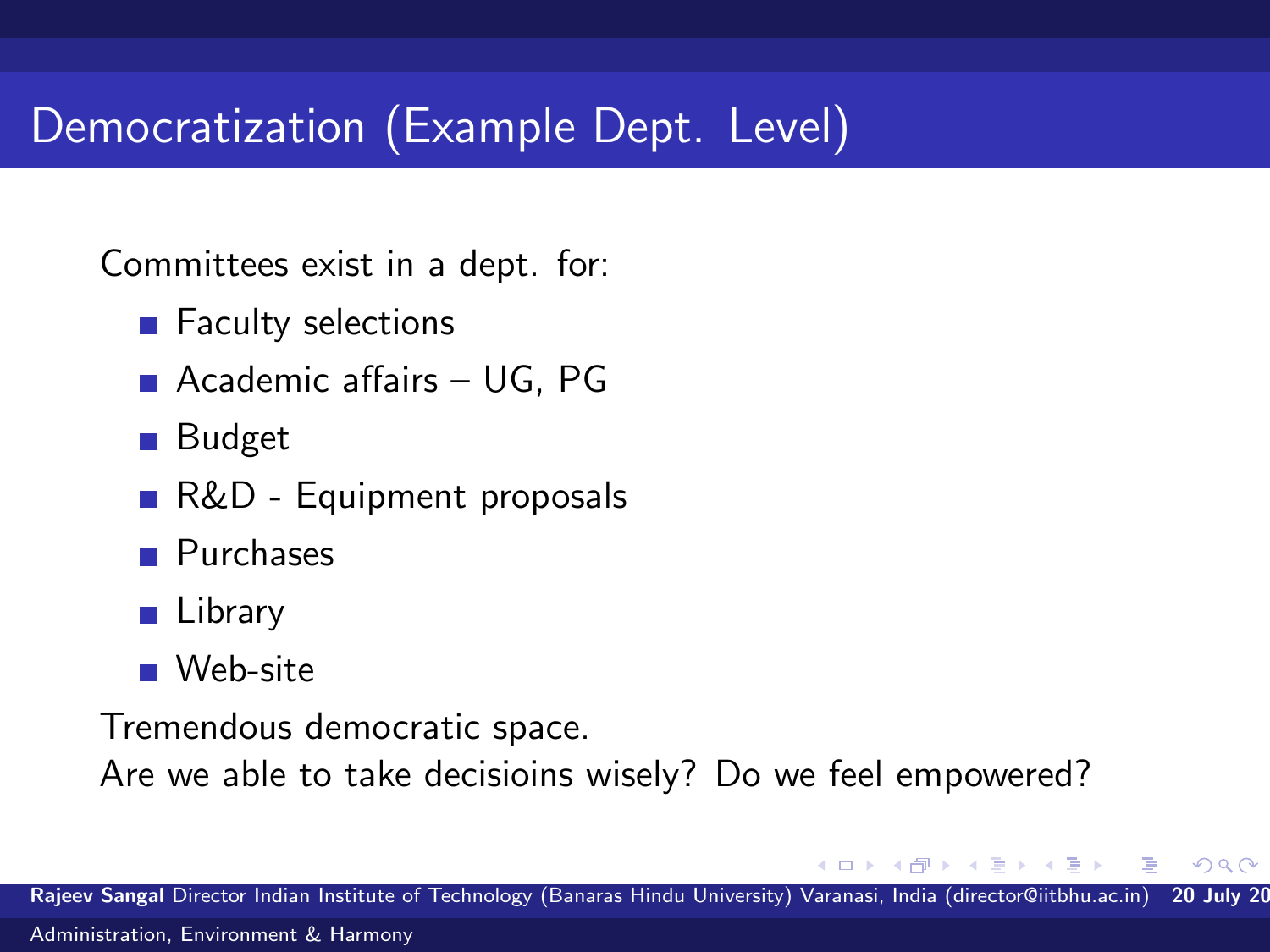# Democratization (Example Dept. Level)

Committees exist in a dept. for:

- Faculty selections
- Academic affairs – UG, PG
- Budget
- R&D - Equipment proposals
- Purchases
- Library
- Web-site

Tremendous democratic space.

Are we able to take decisioins wisely? Do we feel empowered?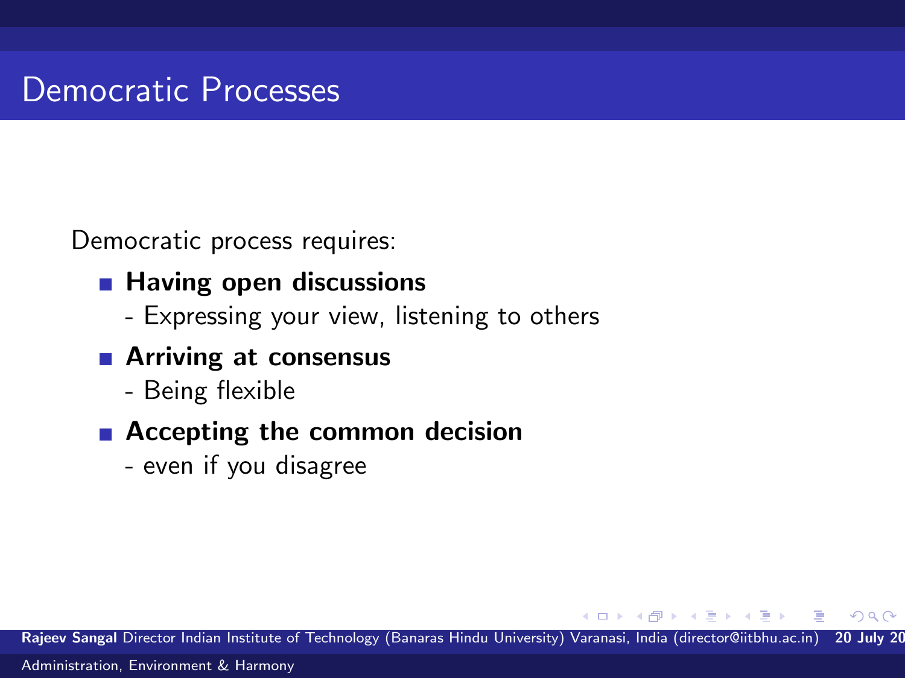# Democratic Processes

Democratic process requires:

- **Having open discussions**
  - Expressing your view, listening to others
- **Arriving at consensus**
  - Being flexible
- **Accepting the common decision**
  - even if you disagree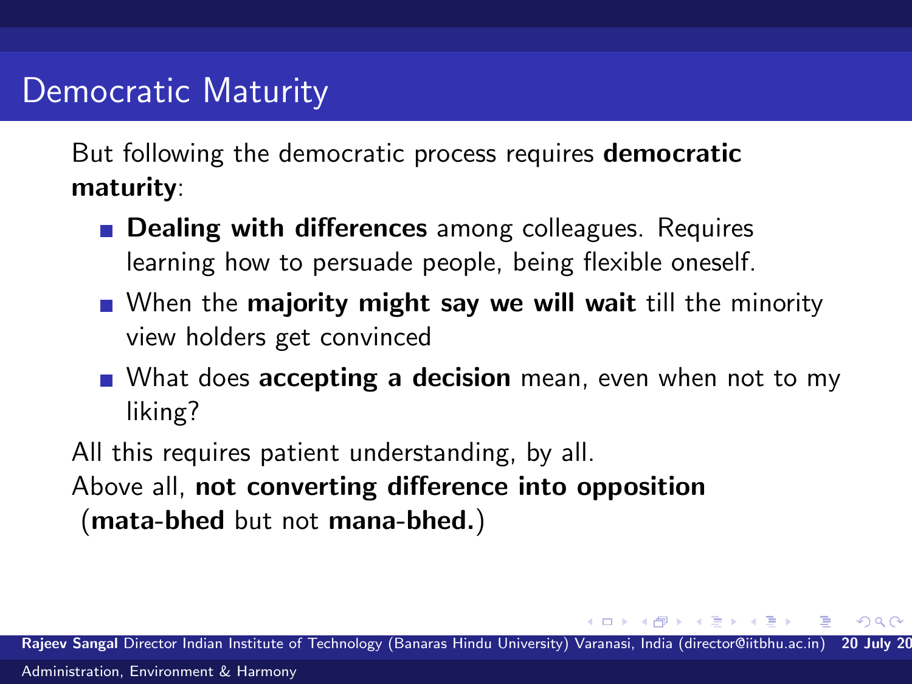# Democratic Maturity

But following the democratic process requires **democratic maturity**:

- **Dealing with differences** among colleagues. Requires learning how to persuade people, being flexible oneself.
- When the **majority might say we will wait** till the minority view holders get convinced
- What does **accepting a decision** mean, even when not to my liking?

All this requires patient understanding, by all.
Above all, **not converting difference into opposition** (**mata-bhed** but not **mana-bhed.**)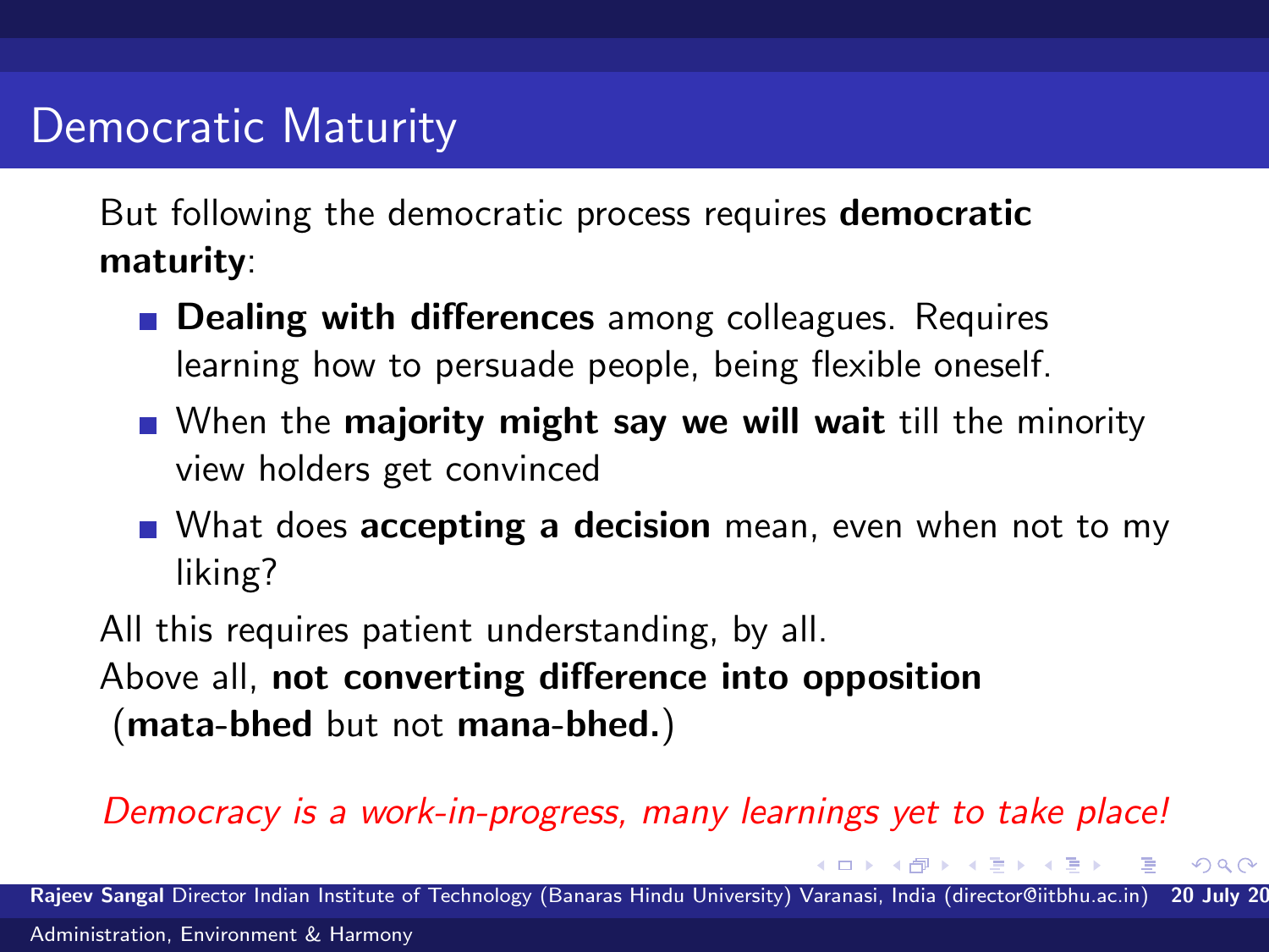# Democratic Maturity

But following the democratic process requires **democratic maturity**:

- **Dealing with differences** among colleagues. Requires learning how to persuade people, being flexible oneself.
- When the **majority might say we will wait** till the minority view holders get convinced
- What does **accepting a decision** mean, even when not to my liking?

All this requires patient understanding, by all.
Above all, **not converting difference into opposition** (**mata-bhed** but not **mana-bhed.**)

*Democracy is a work-in-progress, many learnings yet to take place!*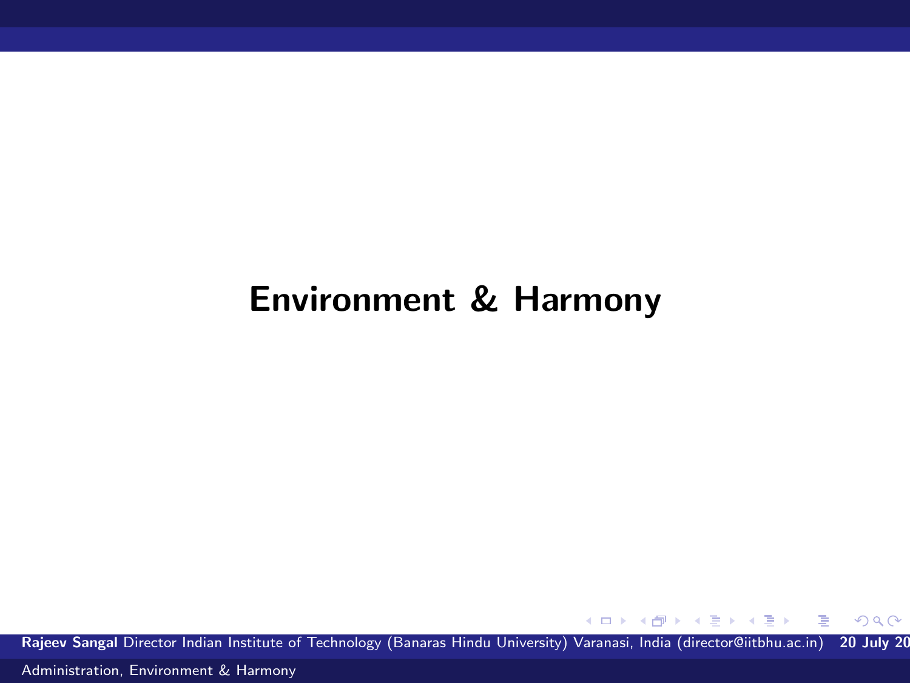# Environment & Harmony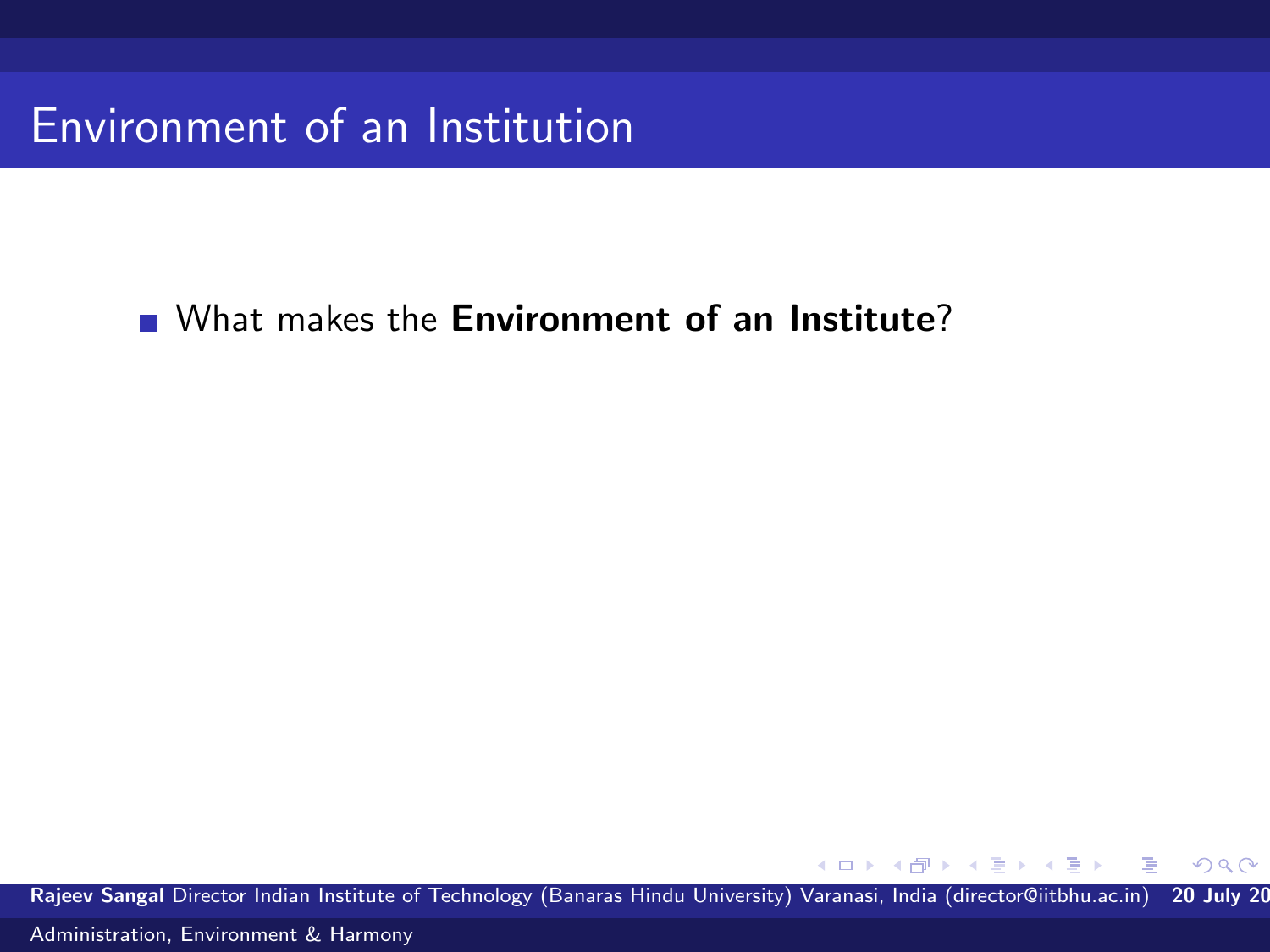# Environment of an Institution

- What makes the **Environment of an Institute**?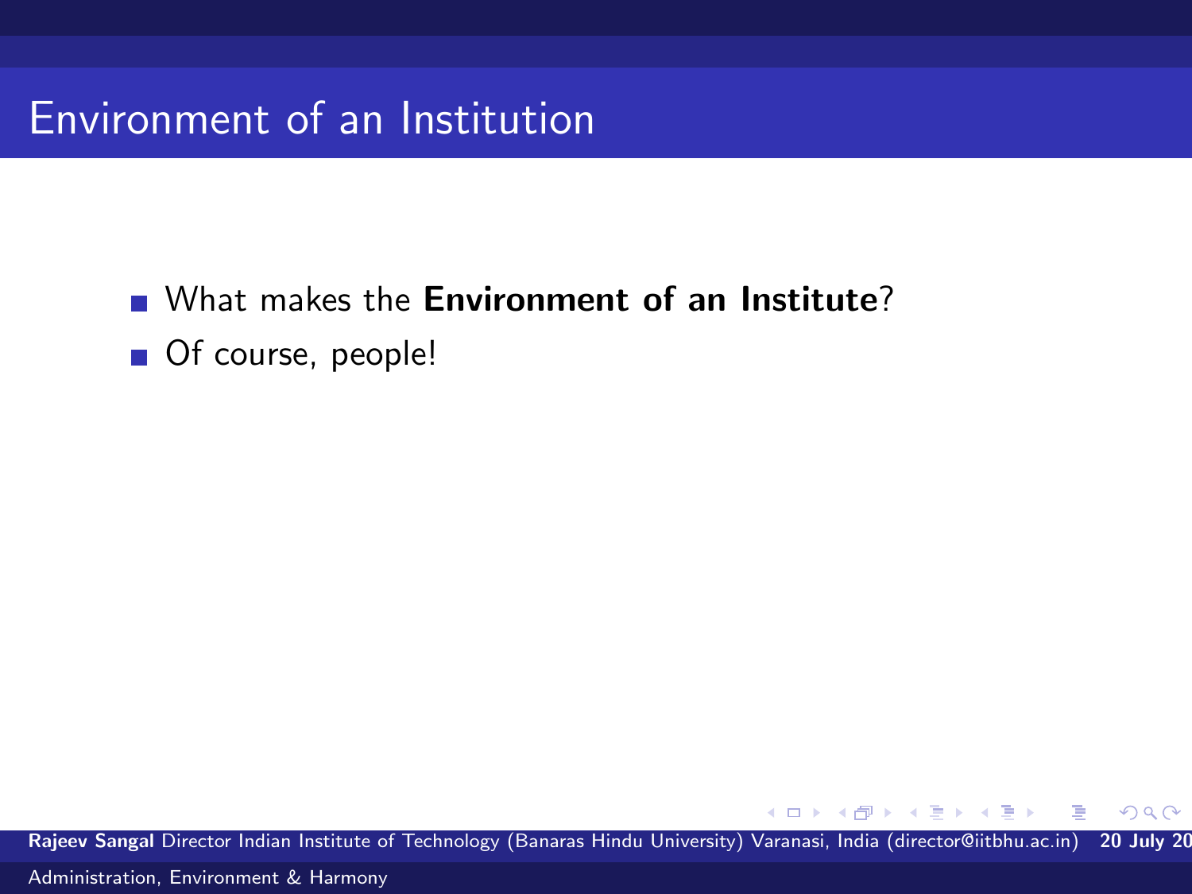# Environment of an Institution

- What makes the **Environment of an Institute**?
- Of course, people!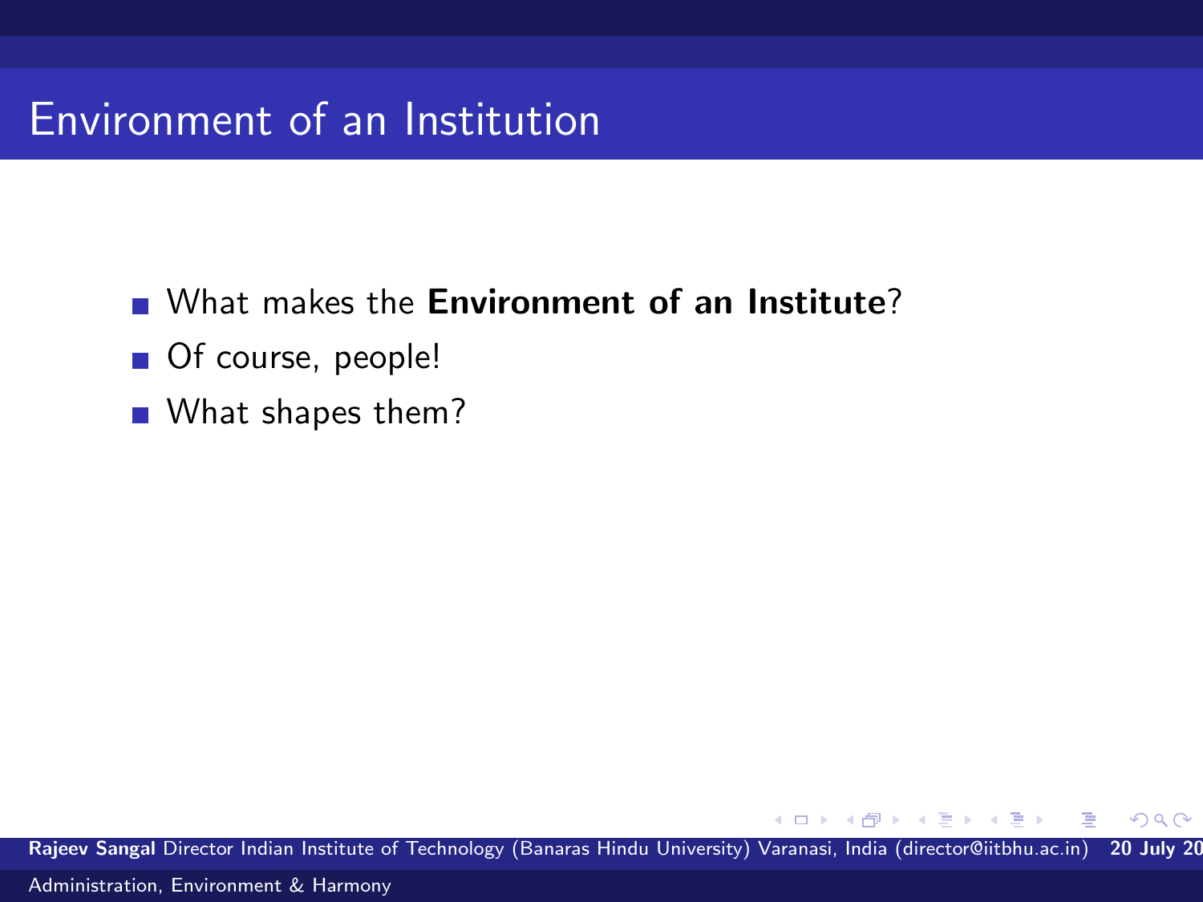# Environment of an Institution

- What makes the **Environment of an Institute**?
- Of course, people!
- What shapes them?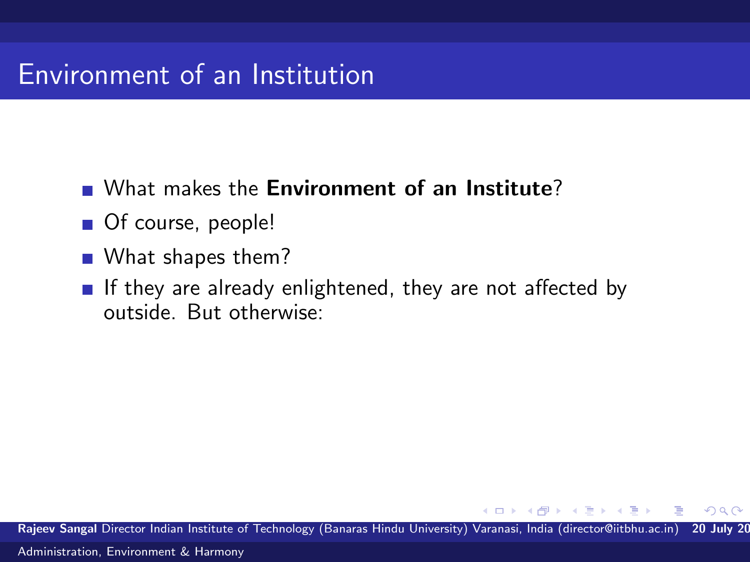# Environment of an Institution

- What makes the **Environment of an Institute**?
- Of course, people!
- What shapes them?
- If they are already enlightened, they are not affected by outside. But otherwise: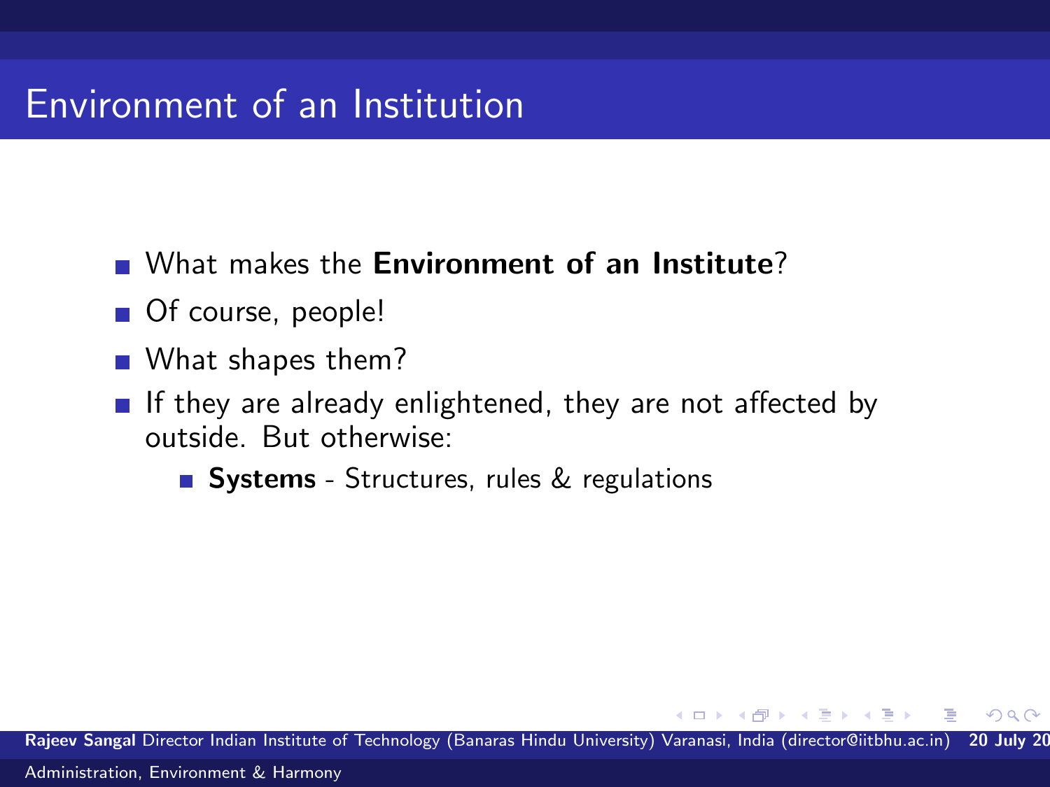# Environment of an Institution

- What makes the **Environment of an Institute**?
- Of course, people!
- What shapes them?
- If they are already enlightened, they are not affected by outside. But otherwise:
  - **Systems** - Structures, rules & regulations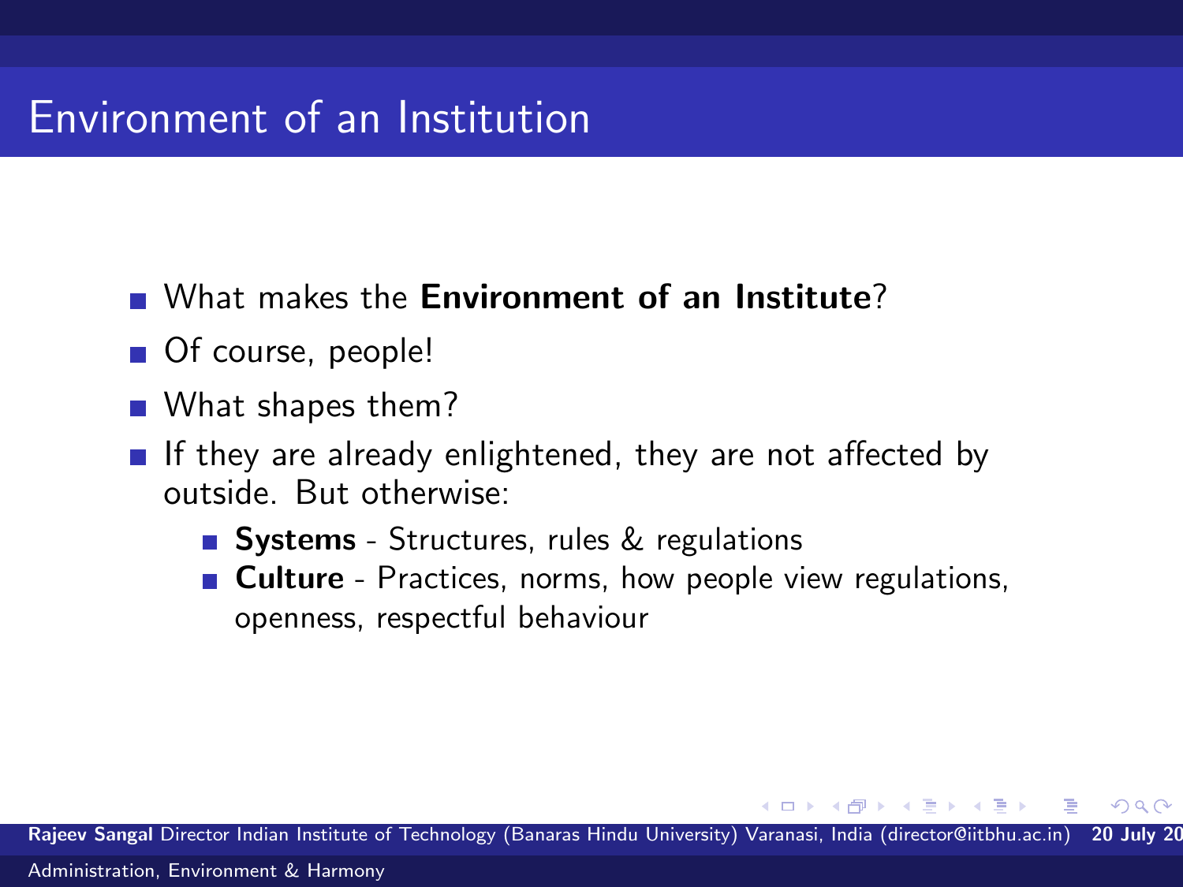# Environment of an Institution

- What makes the **Environment of an Institute**?
- Of course, people!
- What shapes them?
- If they are already enlightened, they are not affected by outside. But otherwise:
  - **Systems** - Structures, rules & regulations
  - **Culture** - Practices, norms, how people view regulations, openness, respectful behaviour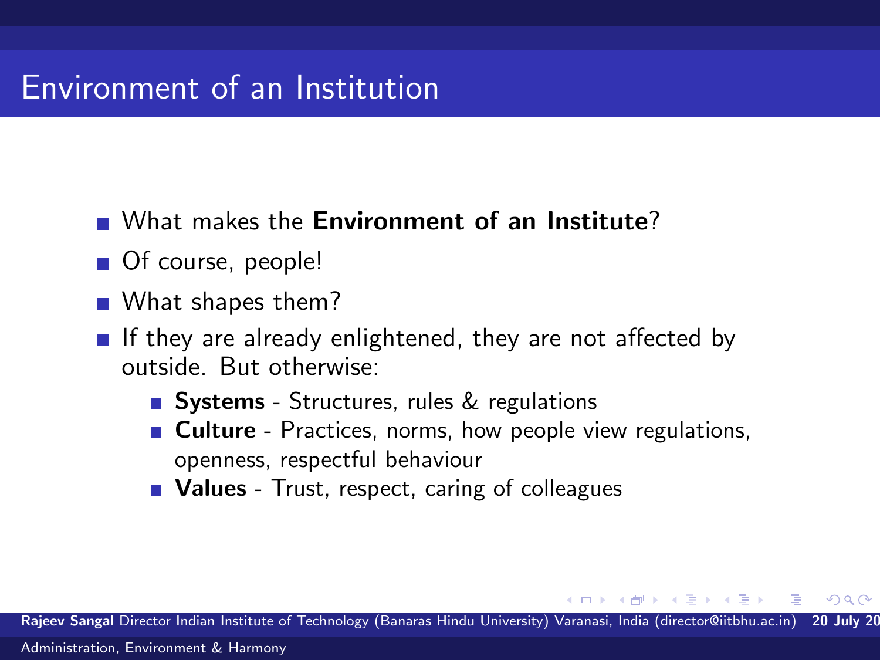# Environment of an Institution

- What makes the **Environment of an Institute**?
- Of course, people!
- What shapes them?
- If they are already enlightened, they are not affected by outside. But otherwise:
  - **Systems** - Structures, rules & regulations
  - **Culture** - Practices, norms, how people view regulations, openness, respectful behaviour
  - **Values** - Trust, respect, caring of colleagues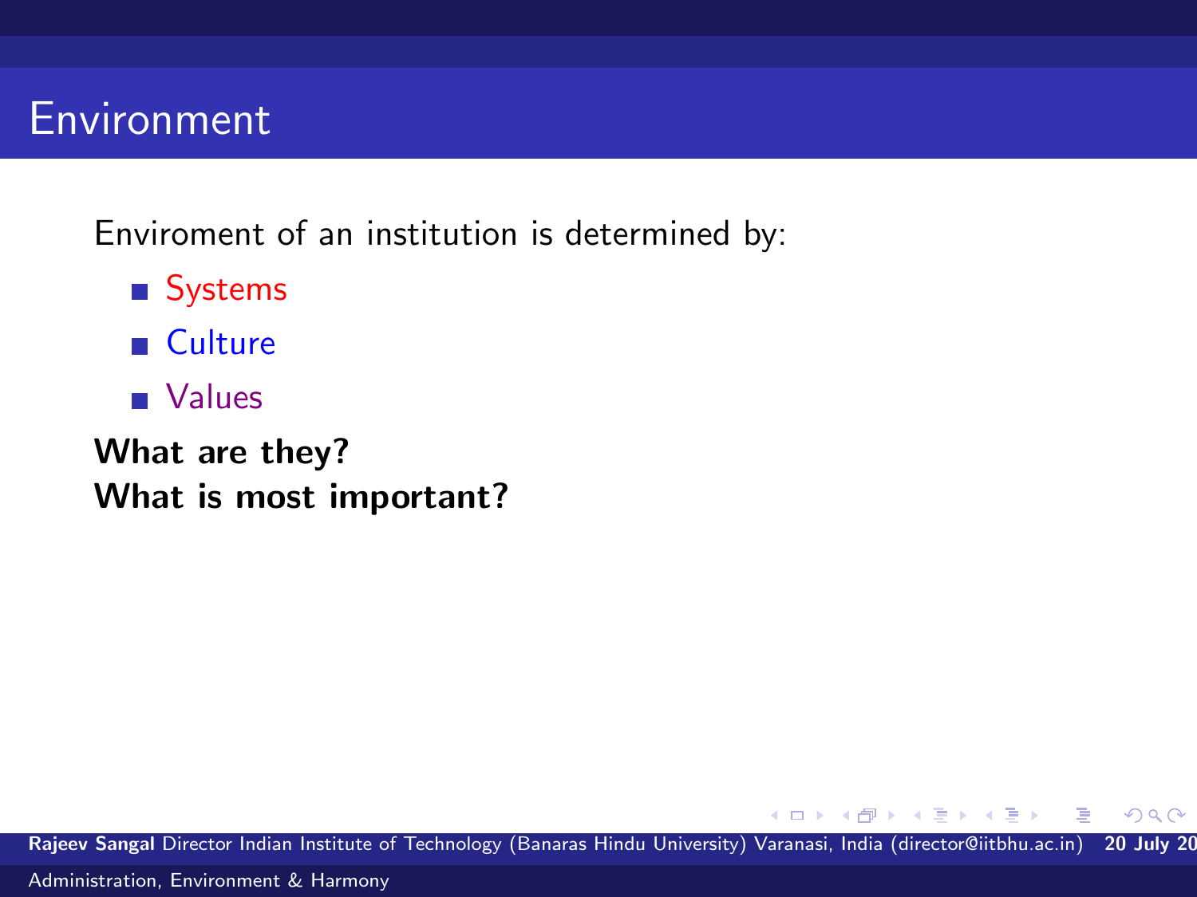# Environment

Enviroment of an institution is determined by:

- Systems
- Culture
- Values

**What are they?**
**What is most important?**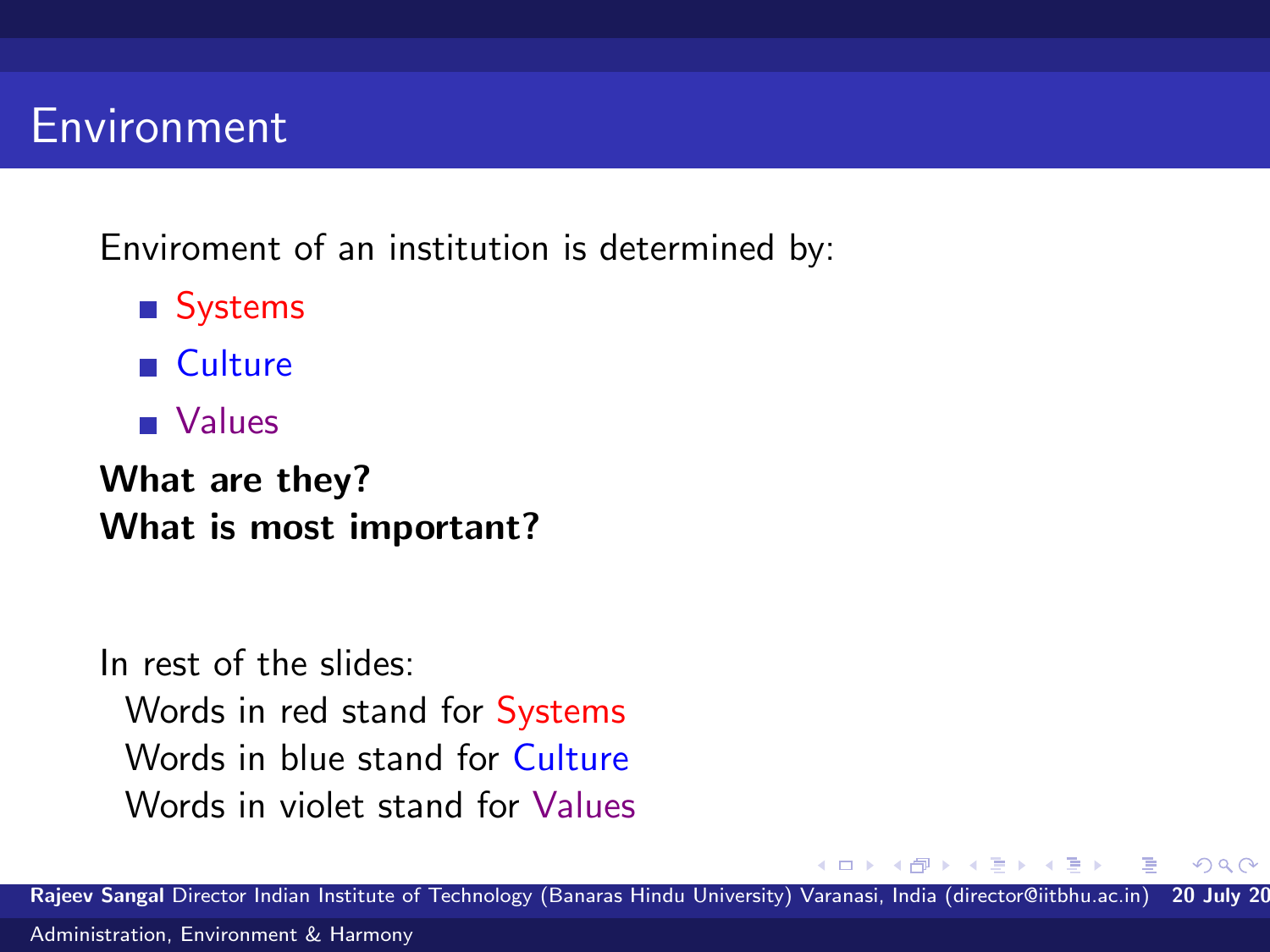# Environment

Enviroment of an institution is determined by:

- Systems
- Culture
- Values

**What are they?**
**What is most important?**

In rest of the slides:
Words in red stand for Systems
Words in blue stand for Culture
Words in violet stand for Values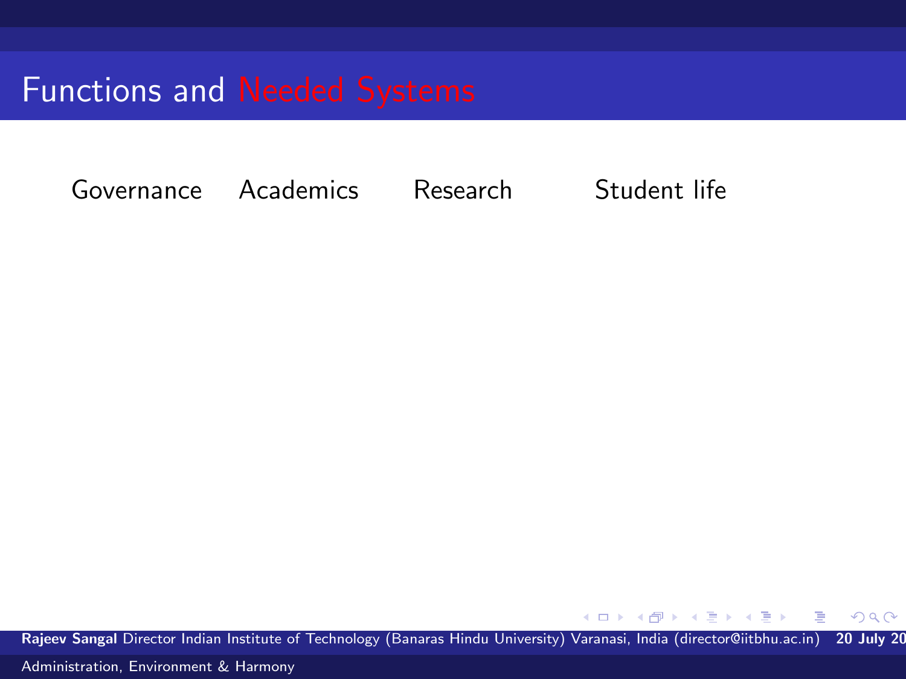# Functions and Needed Systems

Governance Academics Research Student life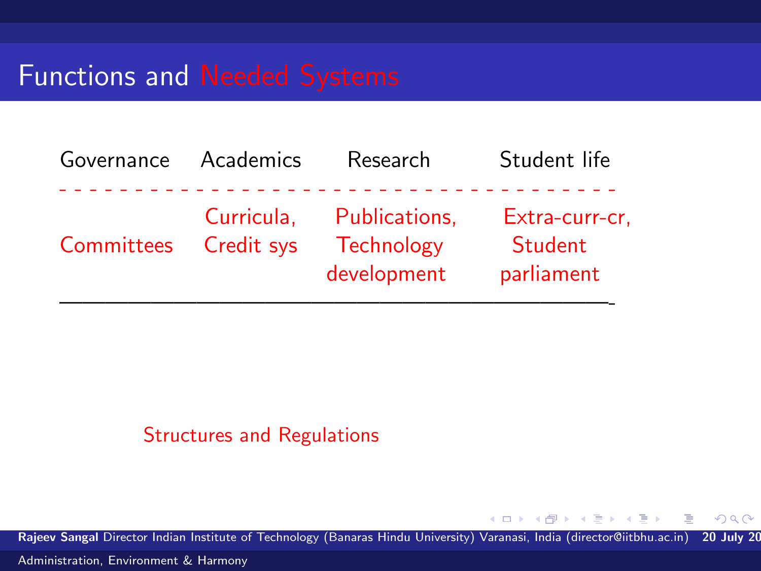## Functions and Needed Systems

| Governance | Academics | Research | Student life |
|---|---|---|---|
| Committees | Curricula, Credit sys | Publications, Technology development | Extra-curr-cr, Student parliament |

Structures and Regulations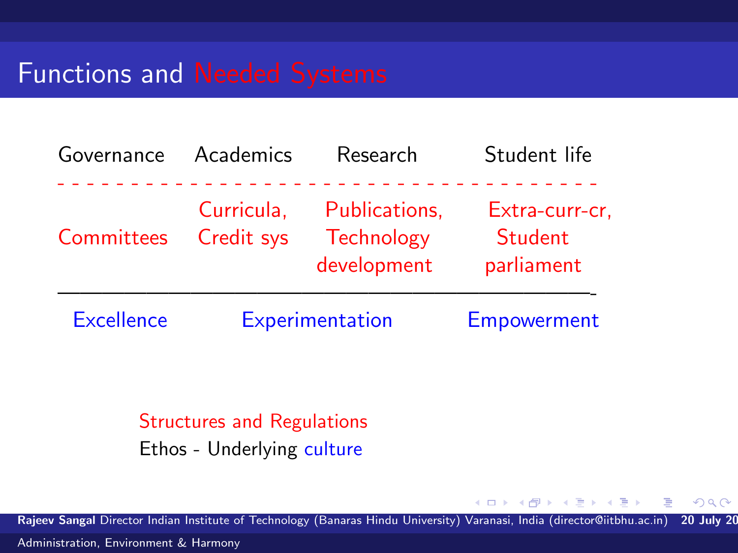# Functions and Needed Systems

| Governance | Academics | Research | Student life |
|---|---|---|---|
| Committees | Curricula, Credit sys | Publications, Technology development | Extra-curr-cr, Student parliament |

Excellence | Experimentation | Empowerment

Structures and Regulations

Ethos - Underlying culture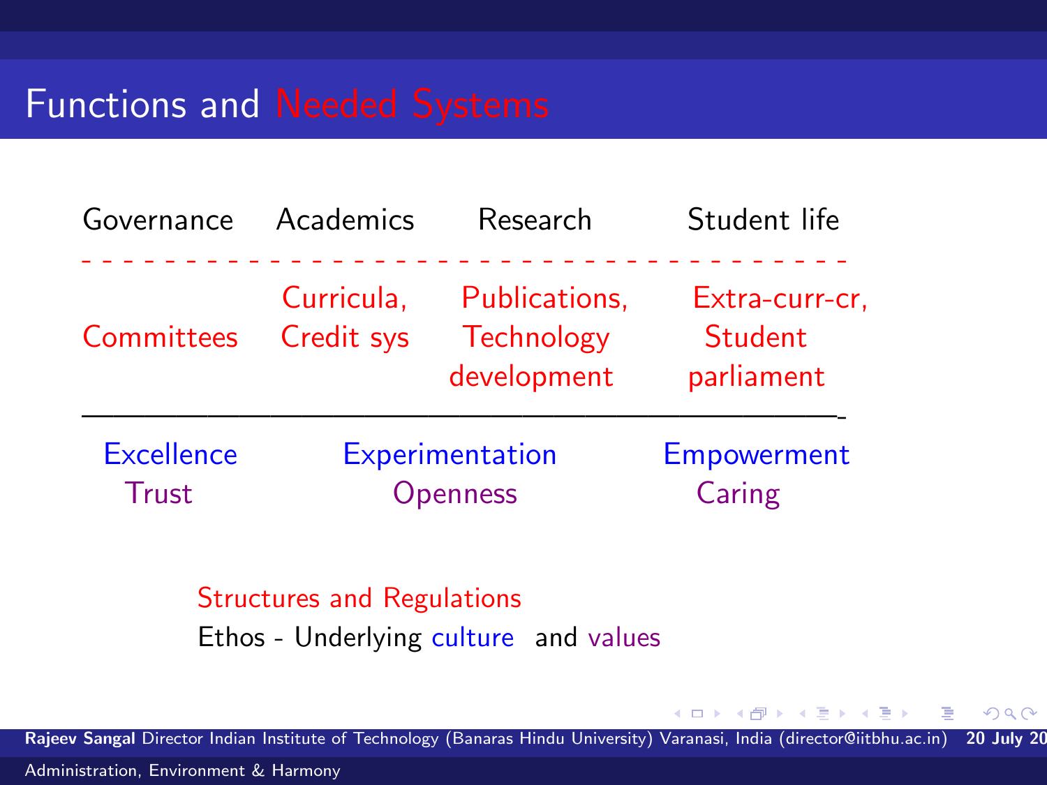# Functions and Needed Systems

| Governance | Academics | Research | Student life |
|---|---|---|---|
| Committees | Curricula, Credit sys | Publications, Technology development | Extra-curr-cr, Student parliament |

| Excellence | Experimentation | Empowerment |
|---|---|---|
| Trust | Openness | Caring |

Structures and Regulations

Ethos - Underlying culture and values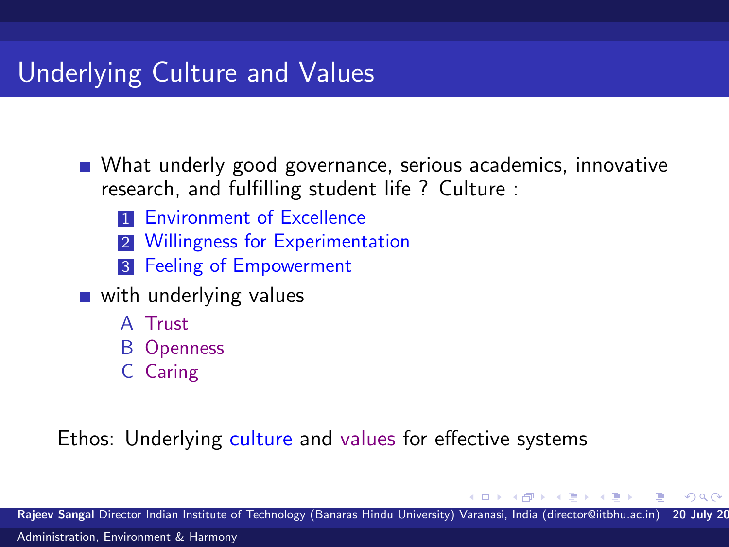# Underlying Culture and Values

- What underly good governance, serious academics, innovative research, and fulfilling student life ? Culture :
  1. Environment of Excellence
  2. Willingness for Experimentation
  3. Feeling of Empowerment
- with underlying values
  - A Trust
  - B Openness
  - C Caring

Ethos: Underlying culture and values for effective systems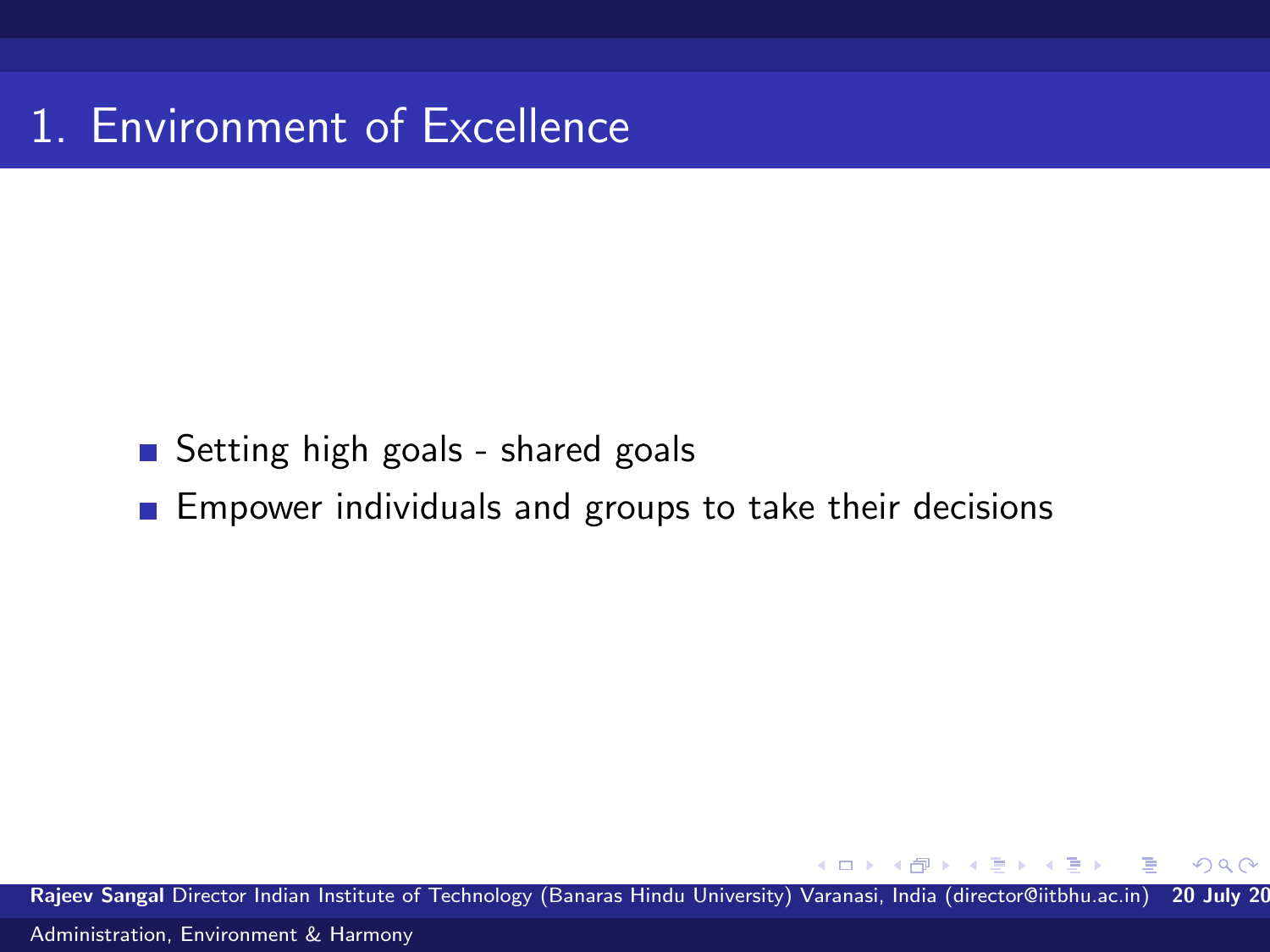# 1. Environment of Excellence

- Setting high goals - shared goals
- Empower individuals and groups to take their decisions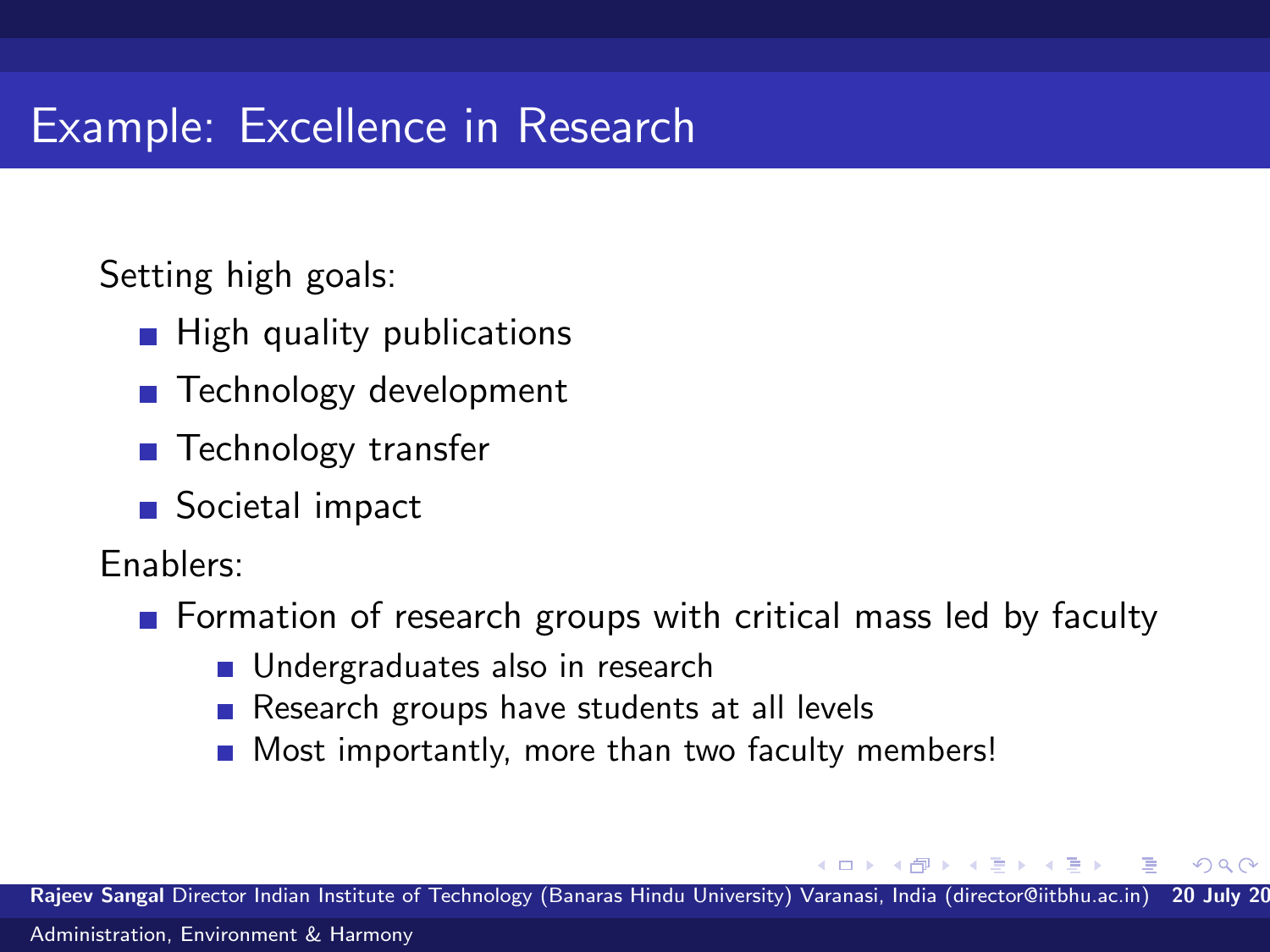## Example: Excellence in Research

Setting high goals:

- High quality publications
- Technology development
- Technology transfer
- Societal impact

Enablers:

- Formation of research groups with critical mass led by faculty
  - Undergraduates also in research
  - Research groups have students at all levels
  - Most importantly, more than two faculty members!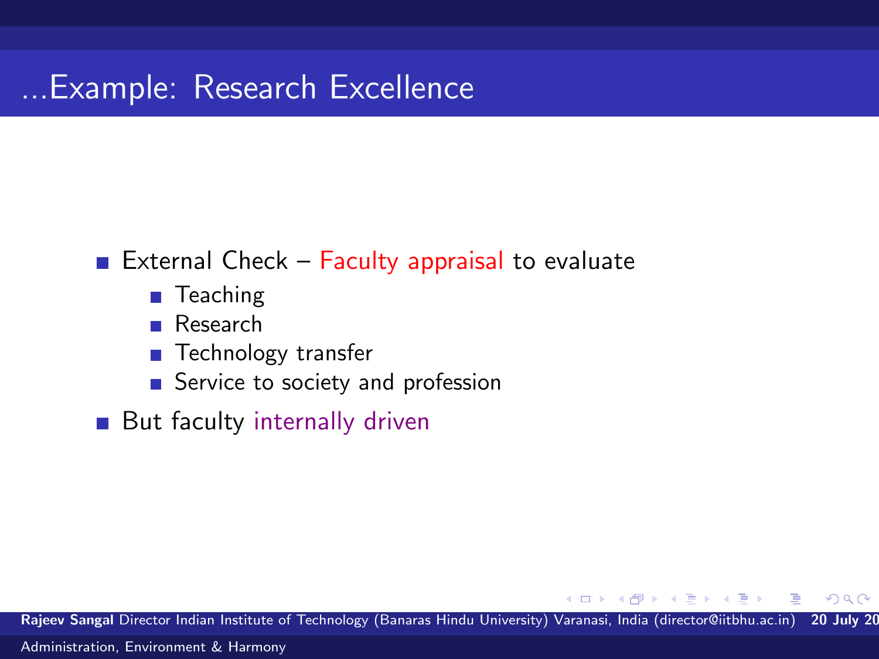# ...Example: Research Excellence

- External Check – Faculty appraisal to evaluate
  - Teaching
  - Research
  - Technology transfer
  - Service to society and profession
- But faculty internally driven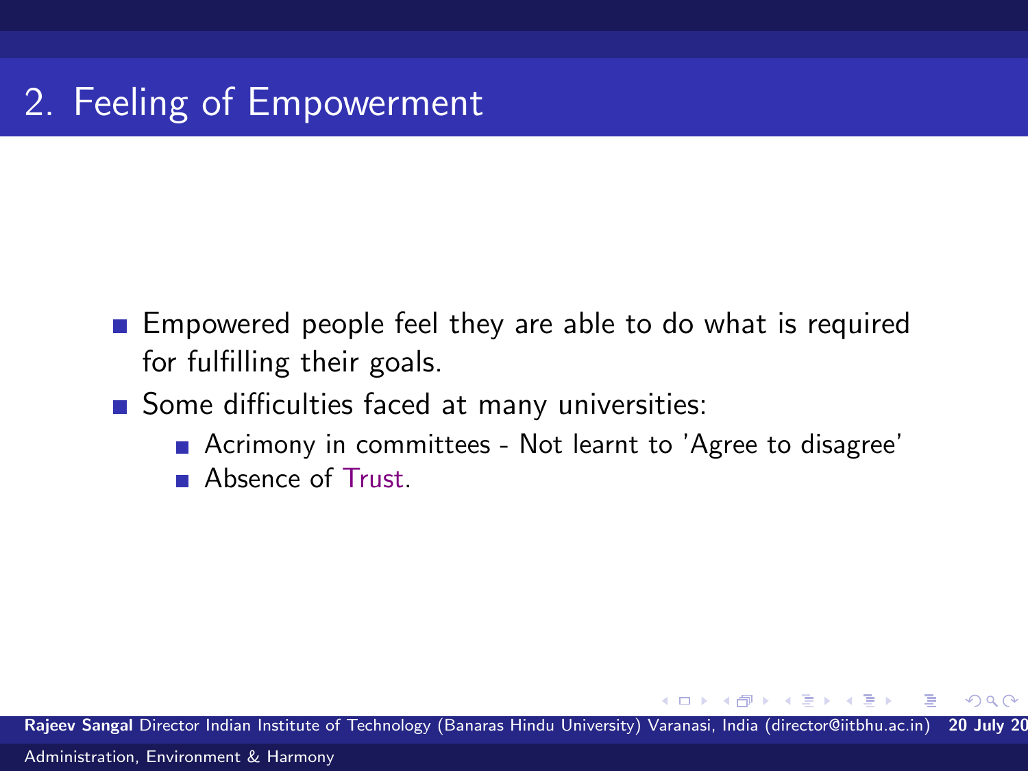# 2. Feeling of Empowerment

- Empowered people feel they are able to do what is required for fulfilling their goals.
- Some difficulties faced at many universities:
  - Acrimony in committees - Not learnt to 'Agree to disagree'
  - Absence of Trust.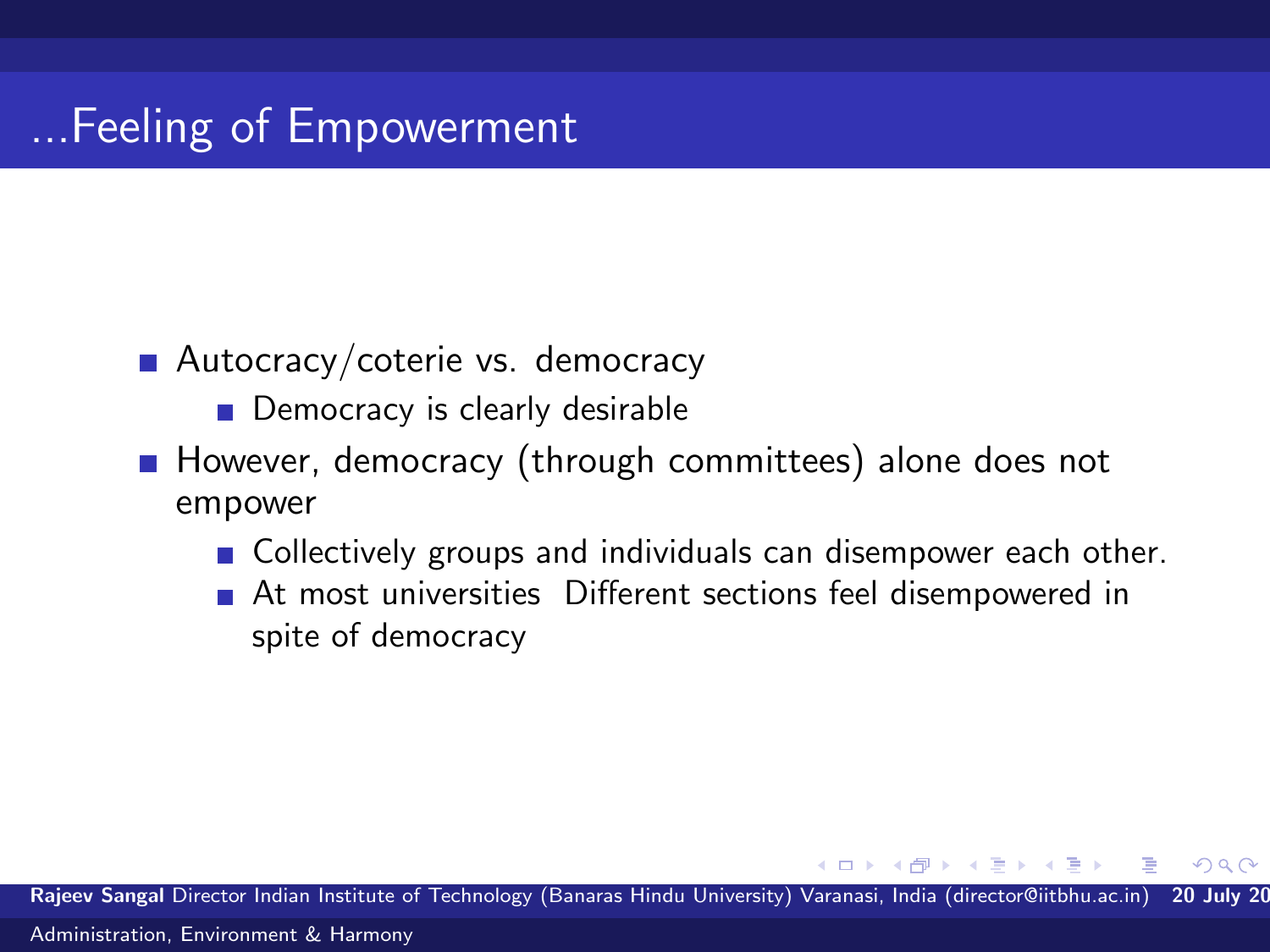# ...Feeling of Empowerment

- Autocracy/coterie vs. democracy
  - Democracy is clearly desirable
- However, democracy (through committees) alone does not empower
  - Collectively groups and individuals can disempower each other.
  - At most universities Different sections feel disempowered in spite of democracy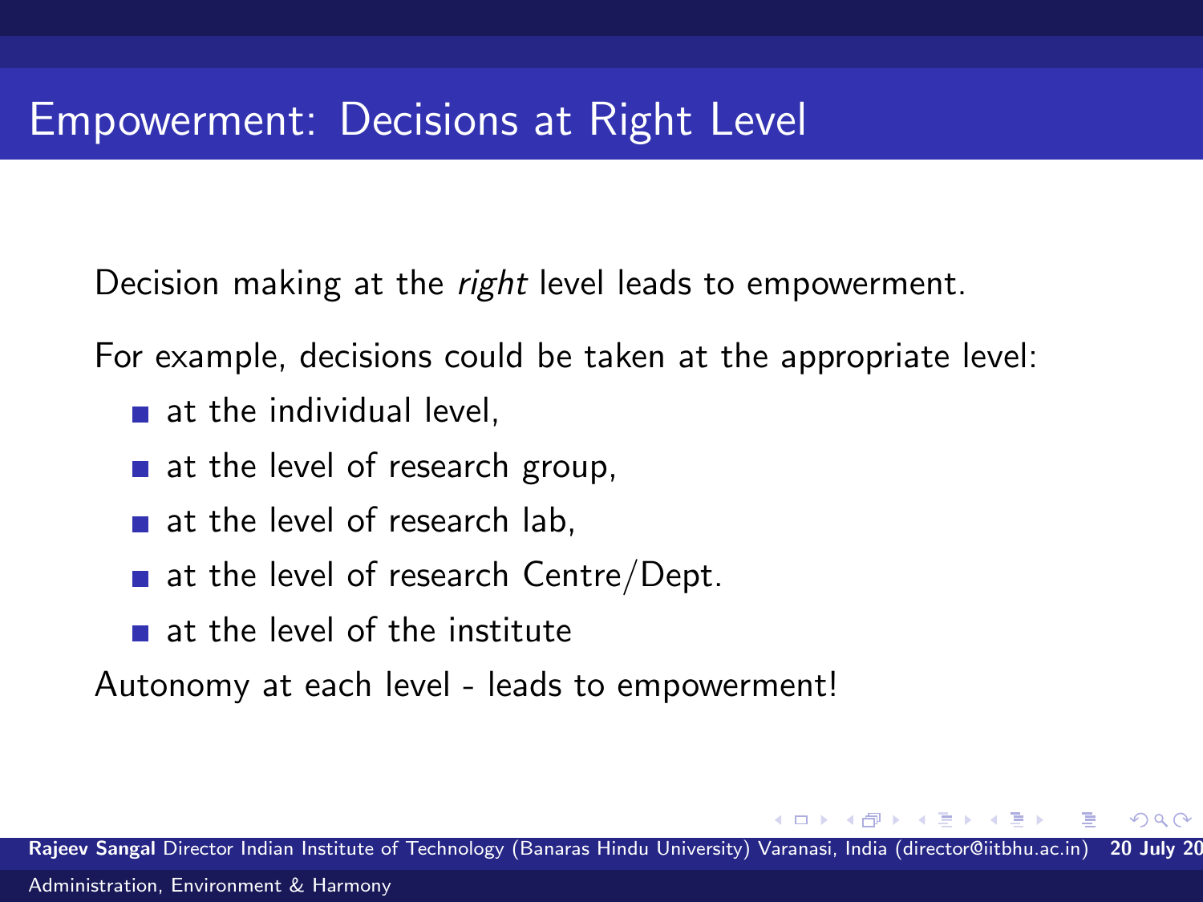# Empowerment: Decisions at Right Level

Decision making at the *right* level leads to empowerment.

For example, decisions could be taken at the appropriate level:

- at the individual level,
- at the level of research group,
- at the level of research lab,
- at the level of research Centre/Dept.
- at the level of the institute

Autonomy at each level - leads to empowerment!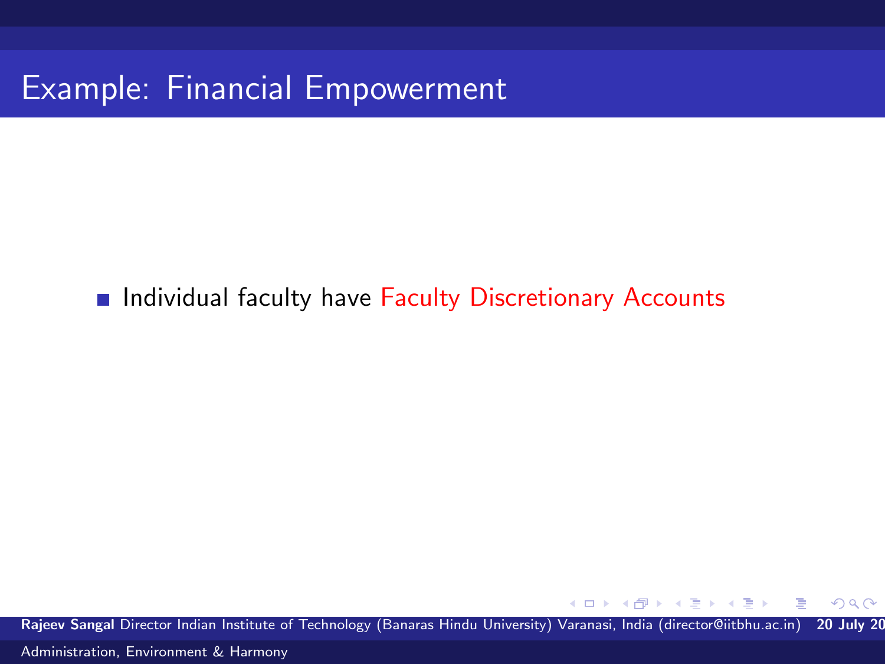# Example: Financial Empowerment

- Individual faculty have Faculty Discretionary Accounts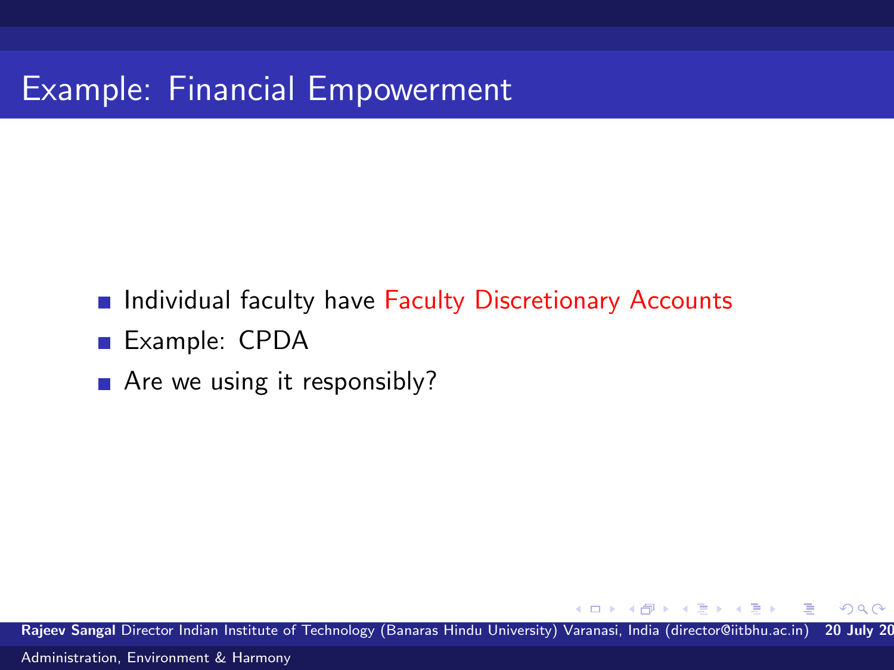# Example: Financial Empowerment

- Individual faculty have Faculty Discretionary Accounts
- Example: CPDA
- Are we using it responsibly?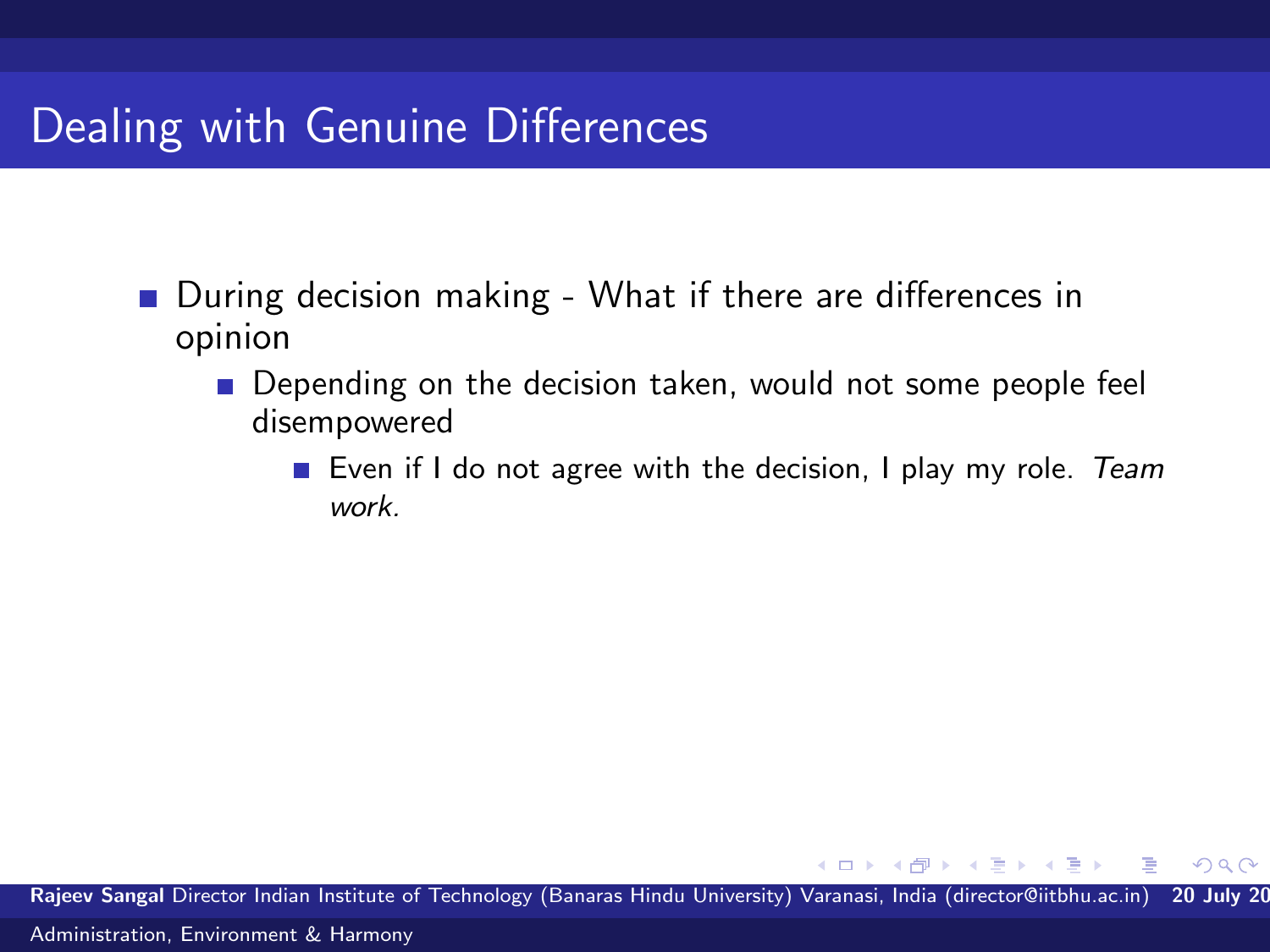# Dealing with Genuine Differences

- During decision making - What if there are differences in opinion
  - Depending on the decision taken, would not some people feel disempowered
    - Even if I do not agree with the decision, I play my role. *Team work.*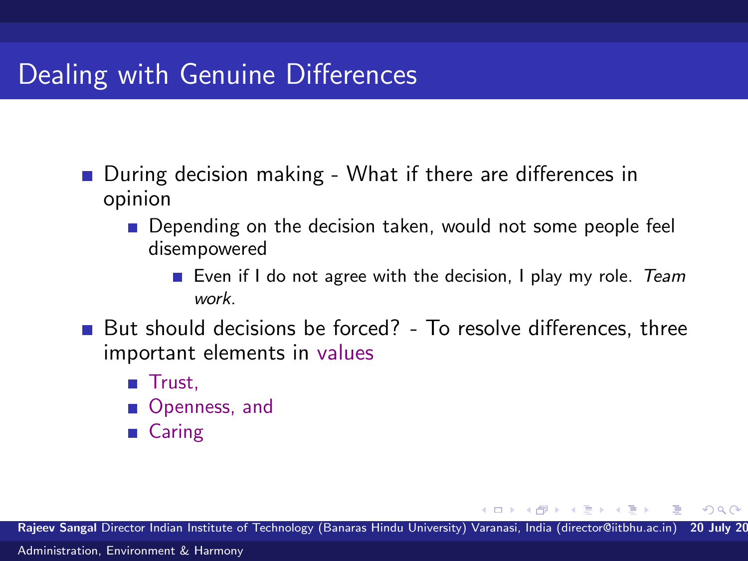# Dealing with Genuine Differences

- During decision making - What if there are differences in opinion
  - Depending on the decision taken, would not some people feel disempowered
    - Even if I do not agree with the decision, I play my role. *Team work.*
- But should decisions be forced? - To resolve differences, three important elements in values
  - Trust,
  - Openness, and
  - Caring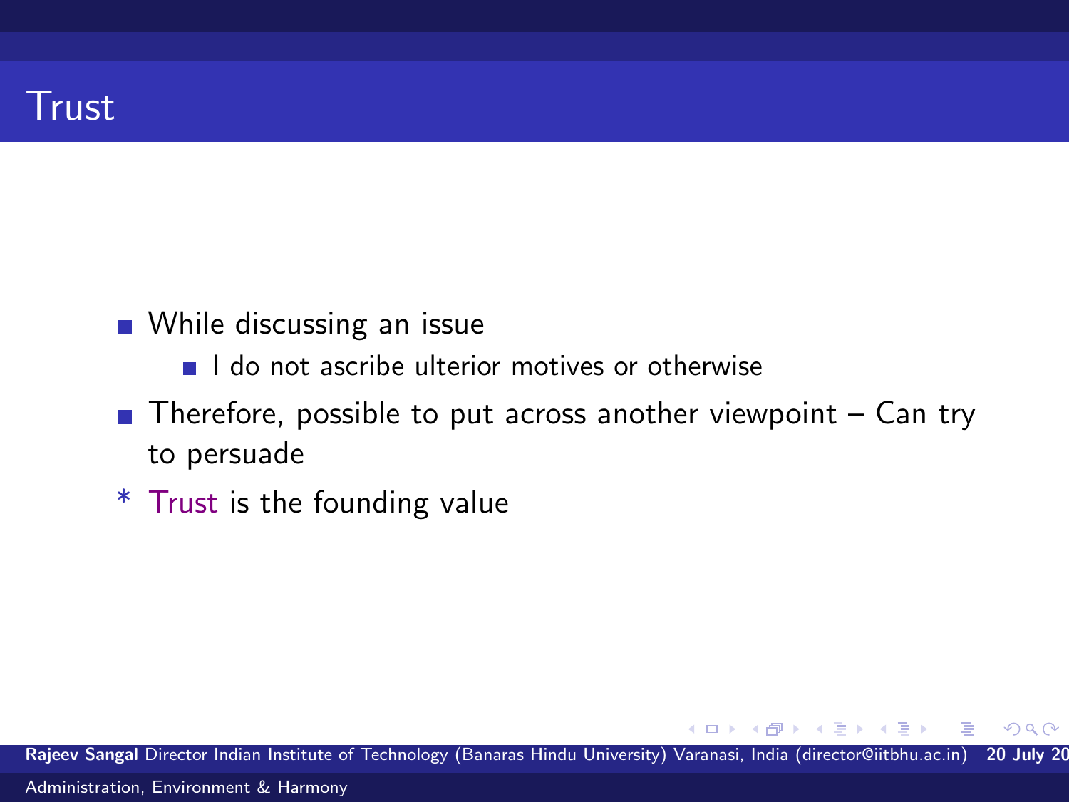# Trust

- While discussing an issue
  - I do not ascribe ulterior motives or otherwise
- Therefore, possible to put across another viewpoint – Can try to persuade

\* Trust is the founding value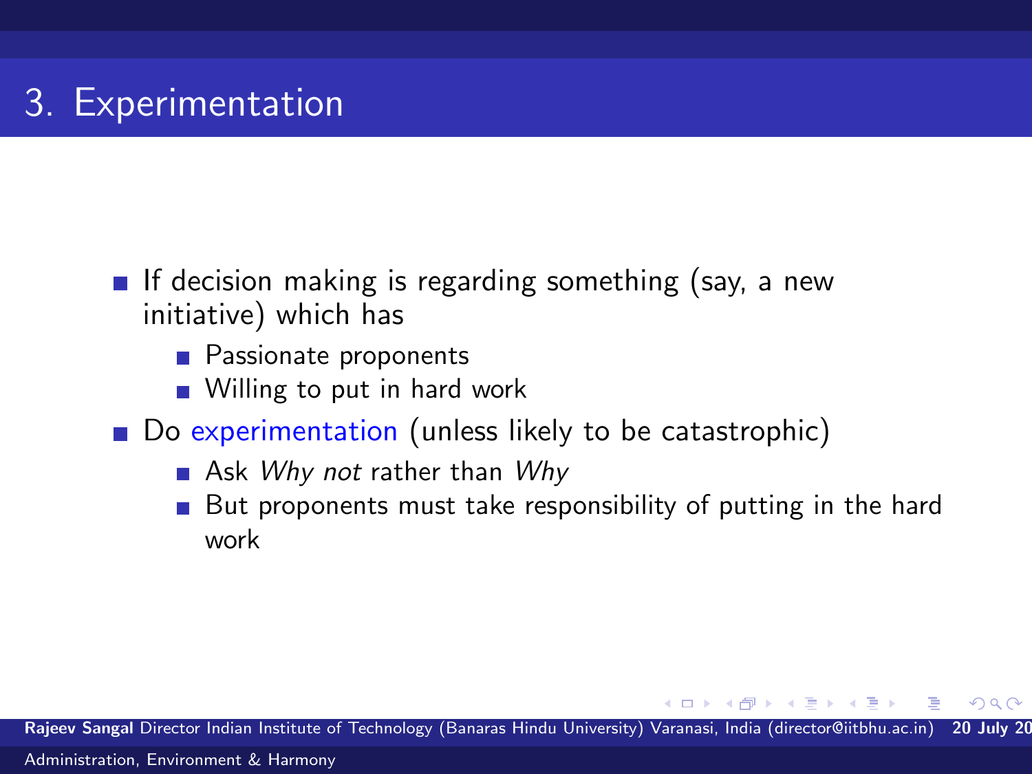# 3. Experimentation

- If decision making is regarding something (say, a new initiative) which has
  - Passionate proponents
  - Willing to put in hard work
- Do experimentation (unless likely to be catastrophic)
  - Ask *Why not* rather than *Why*
  - But proponents must take responsibility of putting in the hard work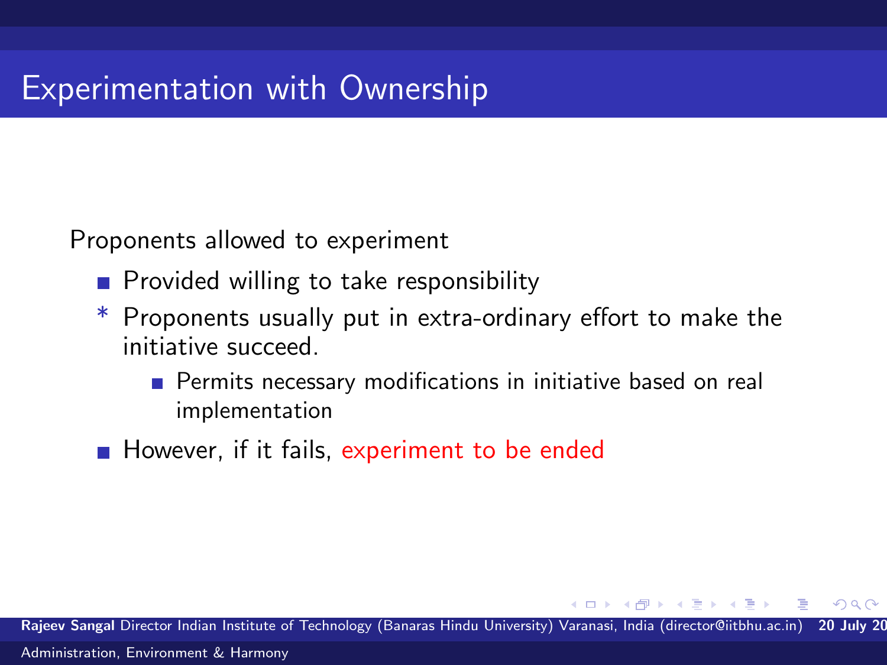# Experimentation with Ownership

Proponents allowed to experiment

- Provided willing to take responsibility
- * Proponents usually put in extra-ordinary effort to make the initiative succeed.
  - Permits necessary modifications in initiative based on real implementation
- However, if it fails, experiment to be ended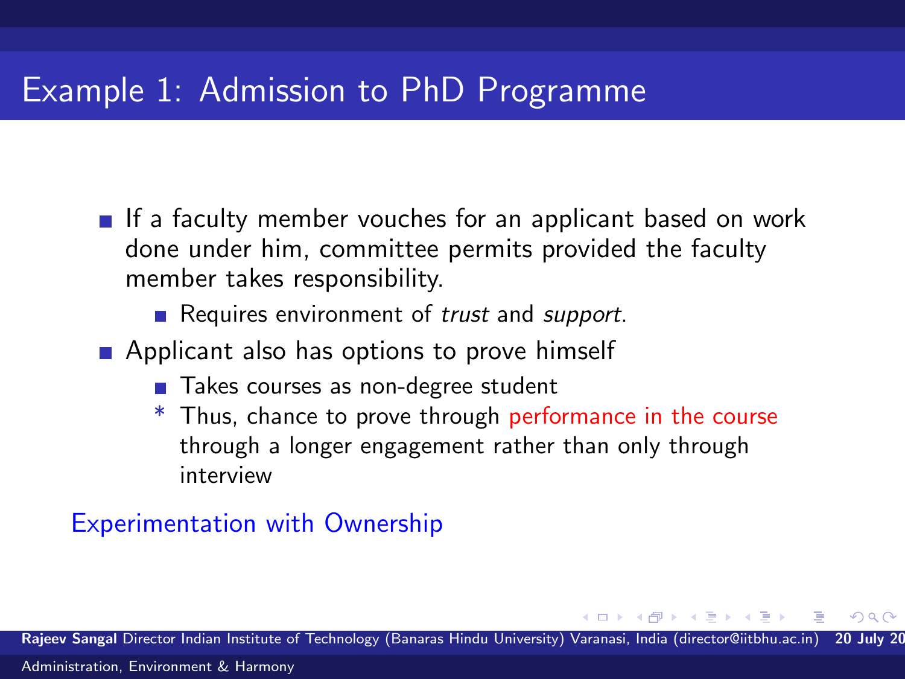# Example 1: Admission to PhD Programme

- If a faculty member vouches for an applicant based on work done under him, committee permits provided the faculty member takes responsibility.
  - Requires environment of *trust* and *support*.
- Applicant also has options to prove himself
  - Takes courses as non-degree student
  - Thus, chance to prove through performance in the course through a longer engagement rather than only through interview

Experimentation with Ownership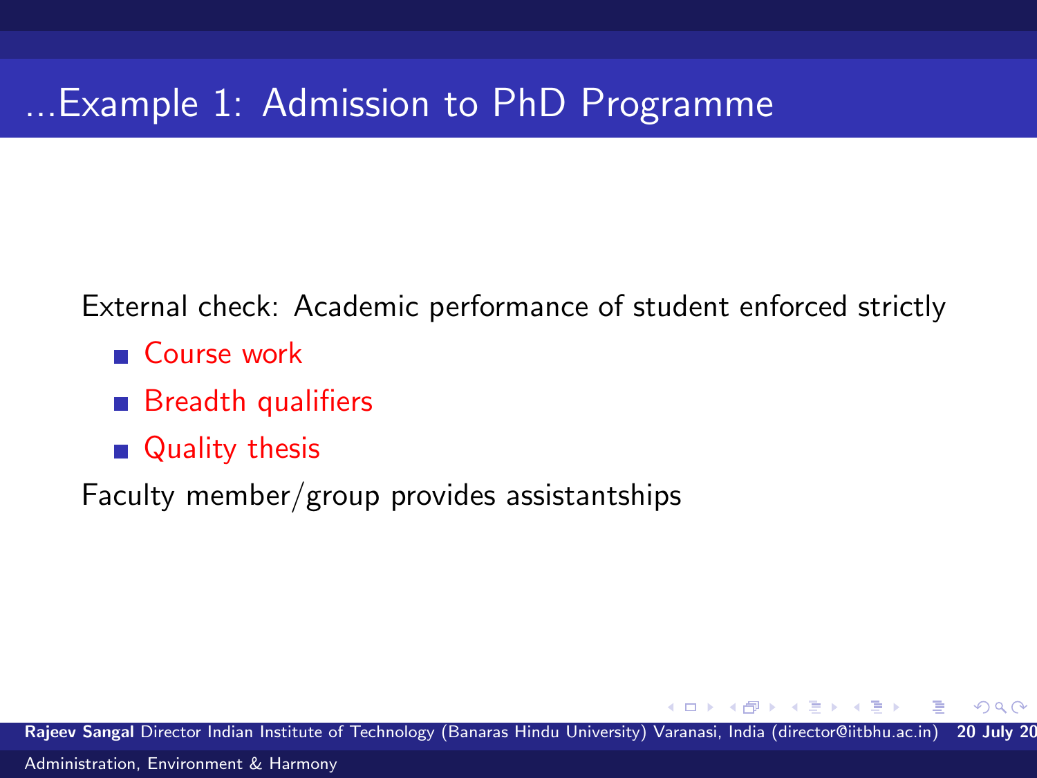# ...Example 1: Admission to PhD Programme

External check: Academic performance of student enforced strictly

- Course work
- Breadth qualifiers
- Quality thesis

Faculty member/group provides assistantships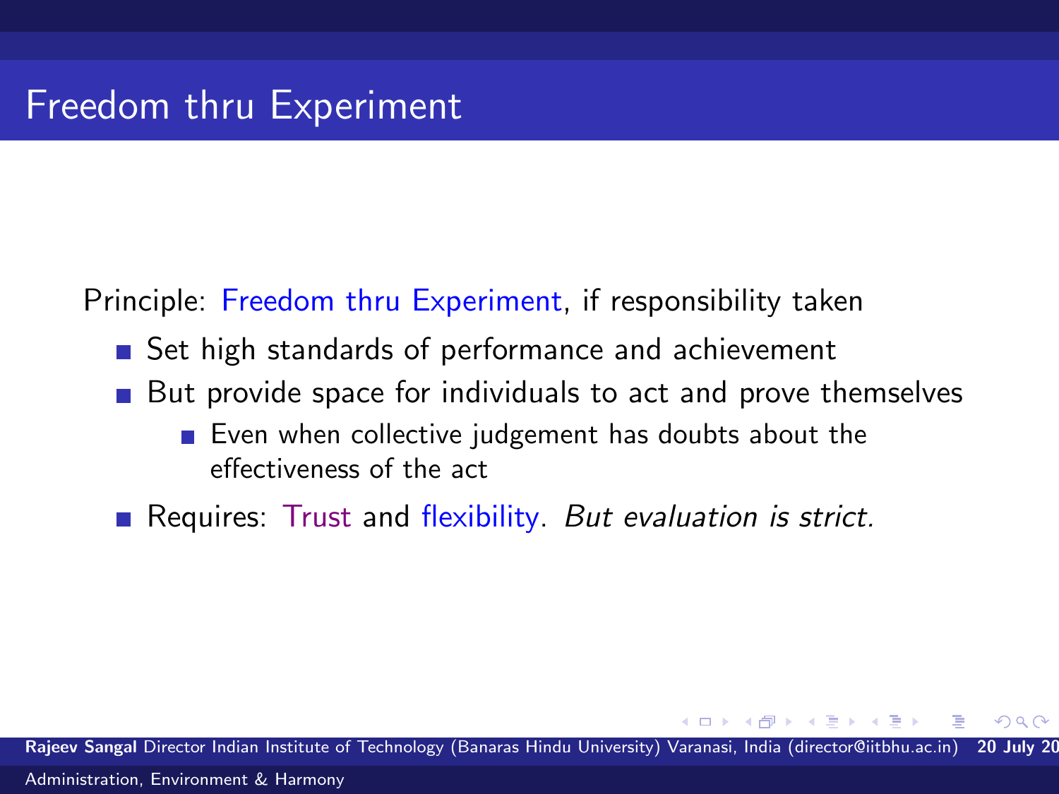# Freedom thru Experiment

Principle: Freedom thru Experiment, if responsibility taken

- Set high standards of performance and achievement
- But provide space for individuals to act and prove themselves
  - Even when collective judgement has doubts about the effectiveness of the act
- Requires: Trust and flexibility. *But evaluation is strict.*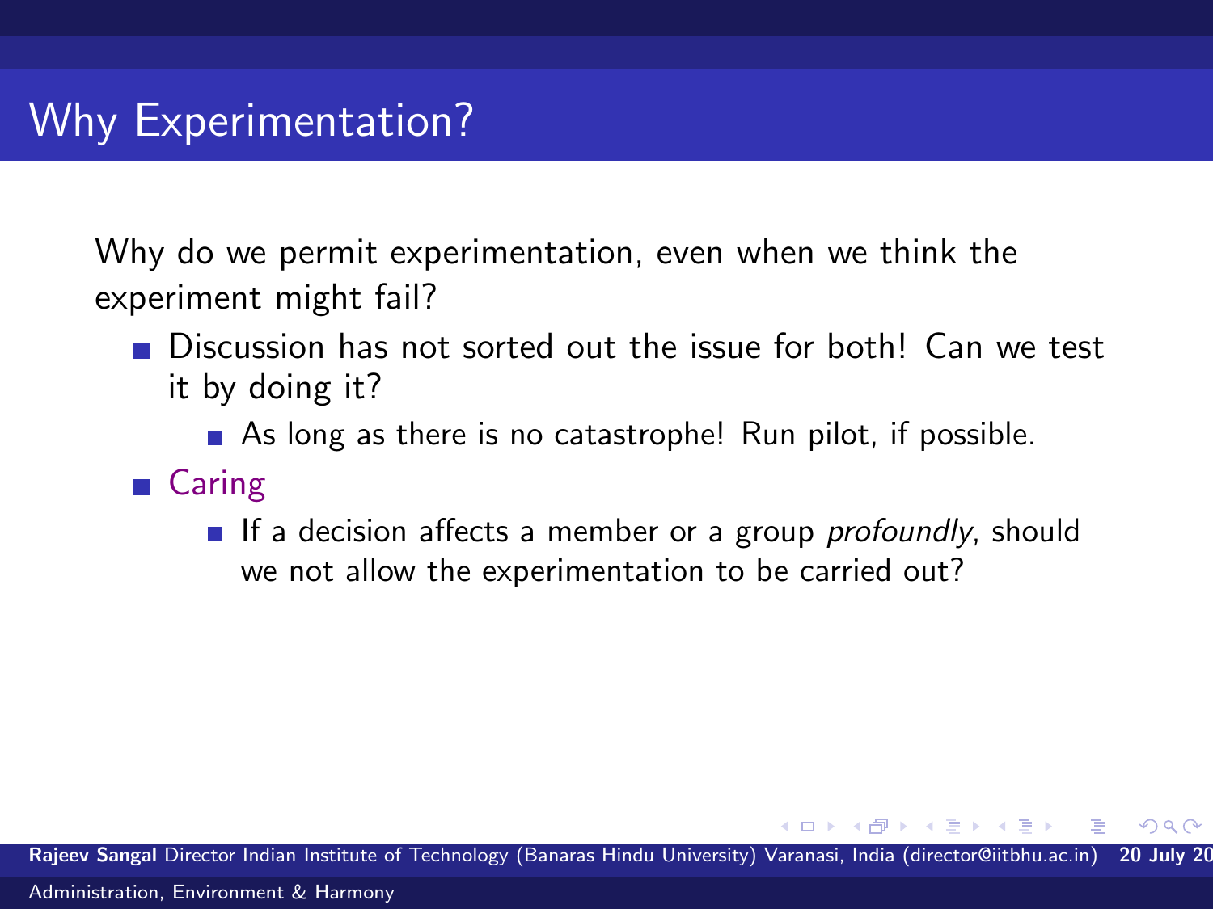# Why Experimentation?

Why do we permit experimentation, even when we think the experiment might fail?

- Discussion has not sorted out the issue for both! Can we test it by doing it?
  - As long as there is no catastrophe! Run pilot, if possible.
- Caring
  - If a decision affects a member or a group *profoundly*, should we not allow the experimentation to be carried out?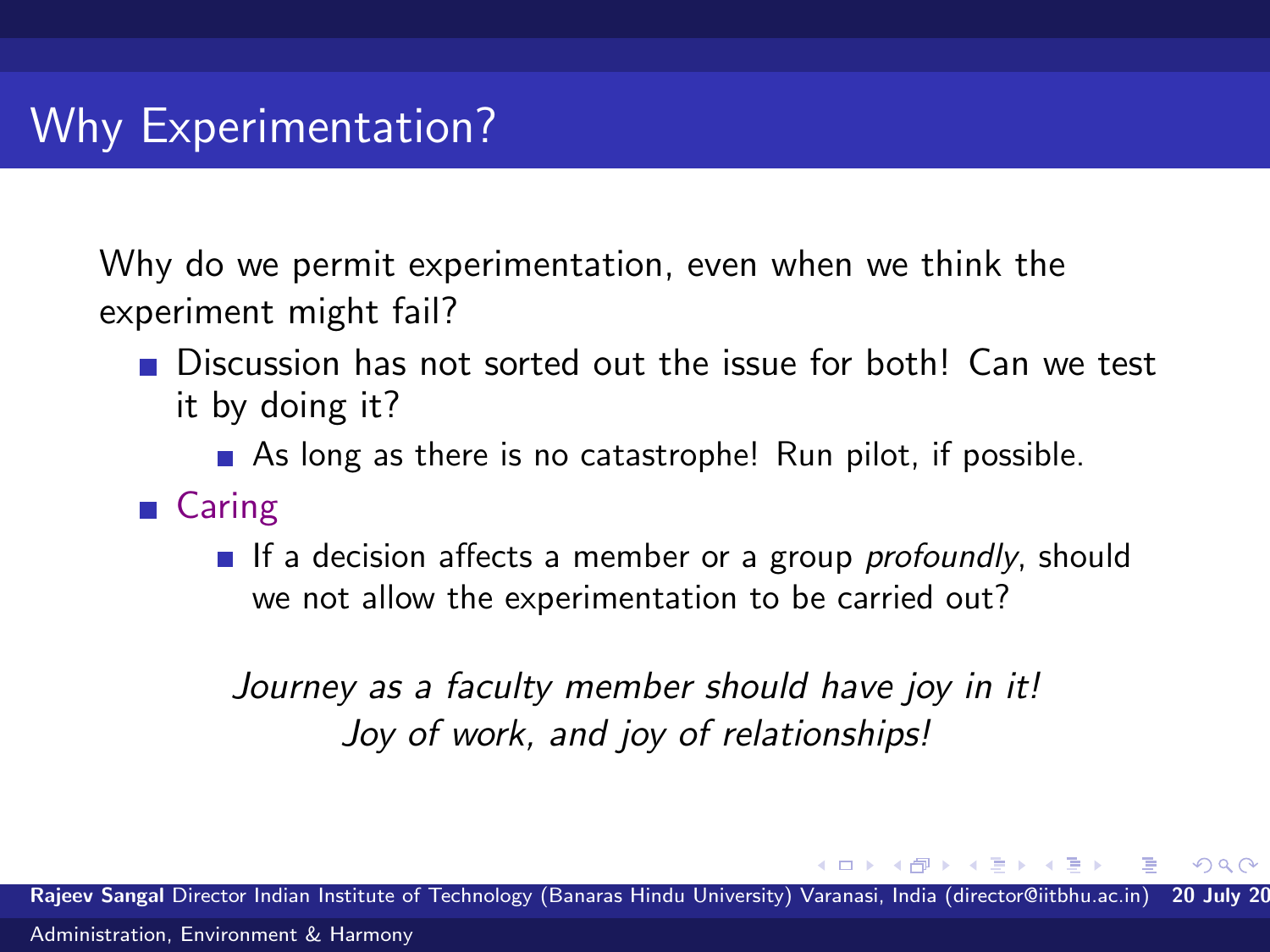# Why Experimentation?

Why do we permit experimentation, even when we think the experiment might fail?

- Discussion has not sorted out the issue for both! Can we test it by doing it?
  - As long as there is no catastrophe! Run pilot, if possible.
- Caring
  - If a decision affects a member or a group *profoundly*, should we not allow the experimentation to be carried out?

*Journey as a faculty member should have joy in it!*
*Joy of work, and joy of relationships!*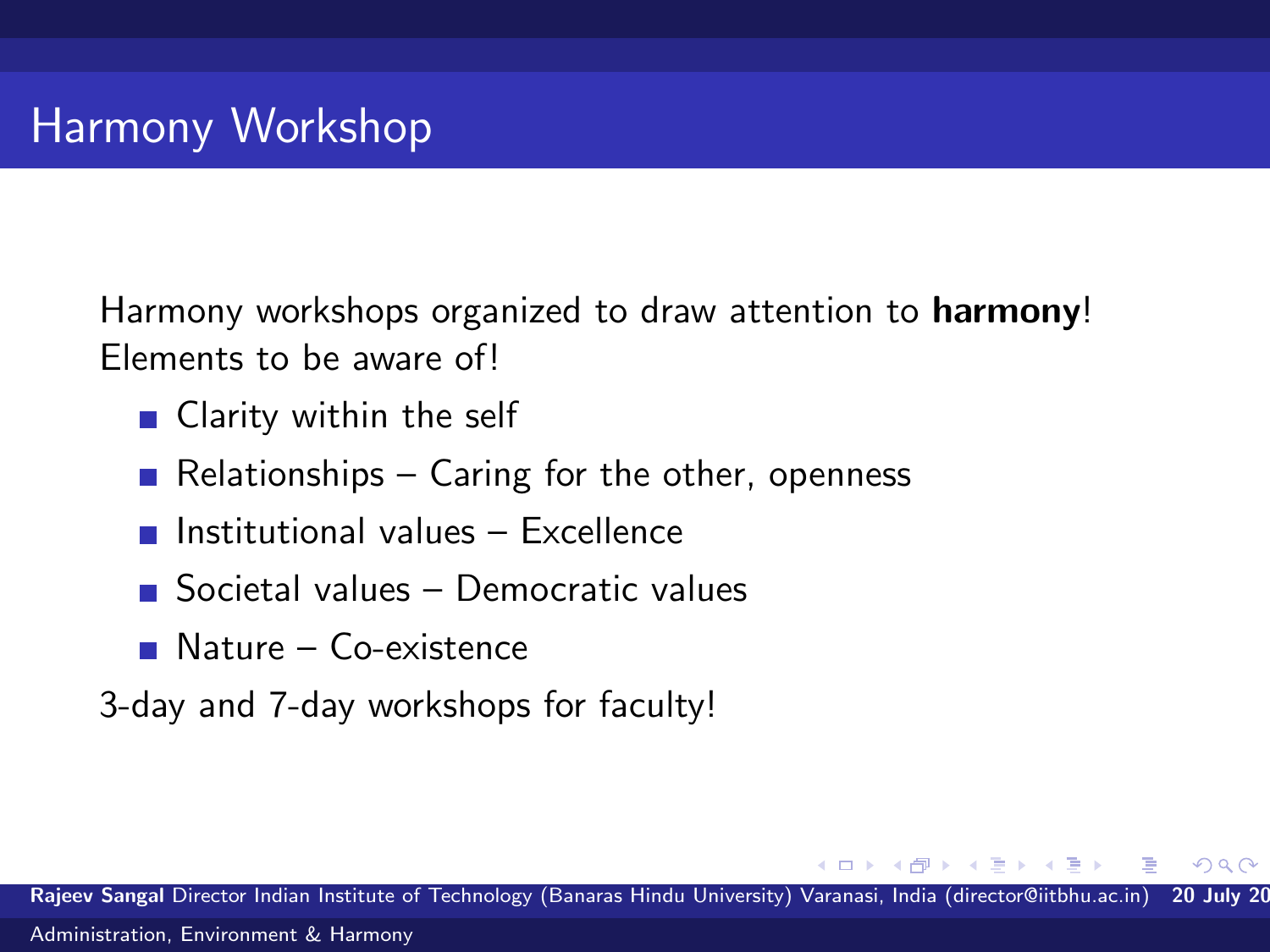# Harmony Workshop

Harmony workshops organized to draw attention to **harmony**!
Elements to be aware of!

- Clarity within the self
- Relationships – Caring for the other, openness
- Institutional values – Excellence
- Societal values – Democratic values
- Nature – Co-existence

3-day and 7-day workshops for faculty!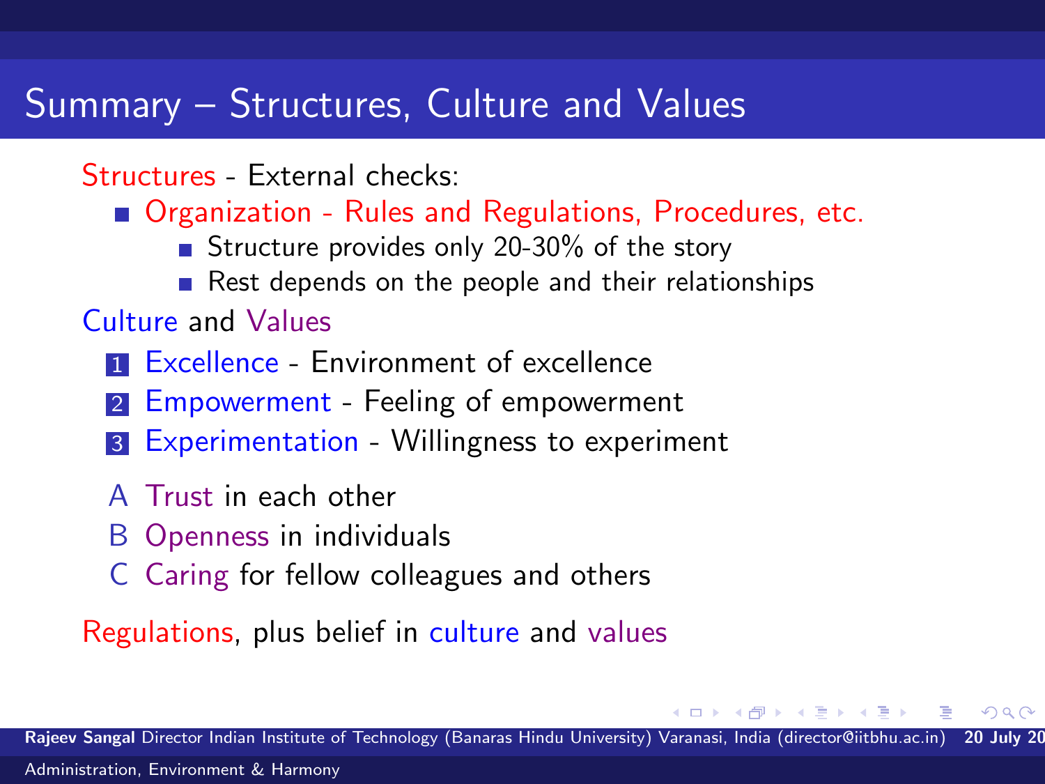# Summary – Structures, Culture and Values

Structures - External checks:

- Organization - Rules and Regulations, Procedures, etc.
  - Structure provides only 20-30% of the story
  - Rest depends on the people and their relationships

Culture and Values

1. Excellence - Environment of excellence
2. Empowerment - Feeling of empowerment
3. Experimentation - Willingness to experiment

A. Trust in each other
B. Openness in individuals
C. Caring for fellow colleagues and others

Regulations, plus belief in culture and values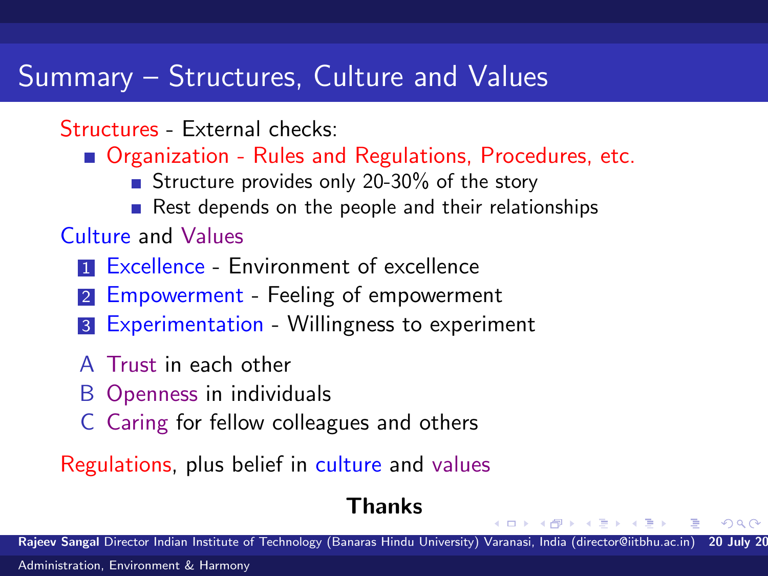# Summary – Structures, Culture and Values

Structures - External checks:

- Organization - Rules and Regulations, Procedures, etc.
  - Structure provides only 20-30% of the story
  - Rest depends on the people and their relationships

Culture and Values

1. Excellence - Environment of excellence
2. Empowerment - Feeling of empowerment
3. Experimentation - Willingness to experiment

A. Trust in each other
B. Openness in individuals
C. Caring for fellow colleagues and others

Regulations, plus belief in culture and values

**Thanks**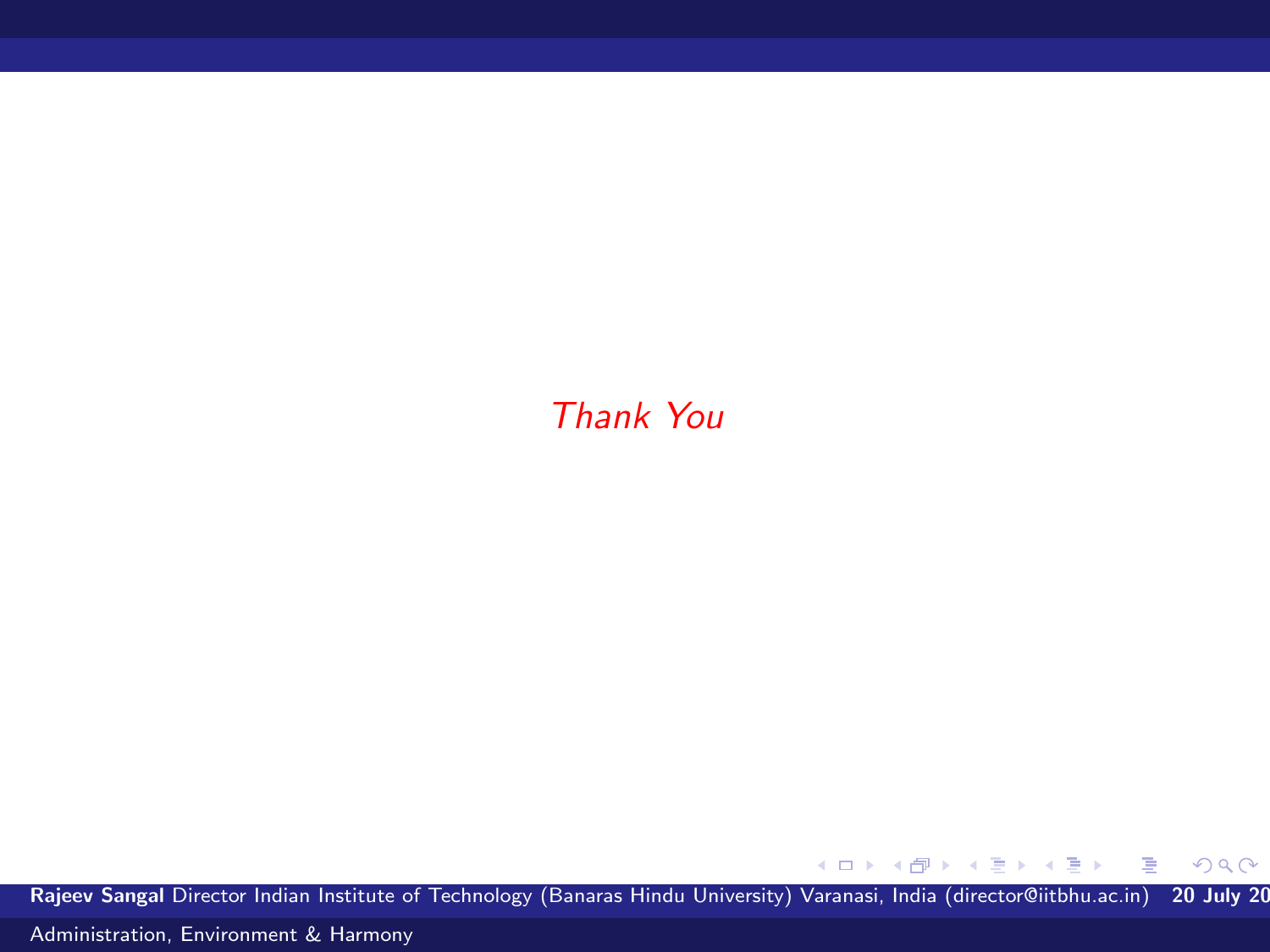*Thank You*